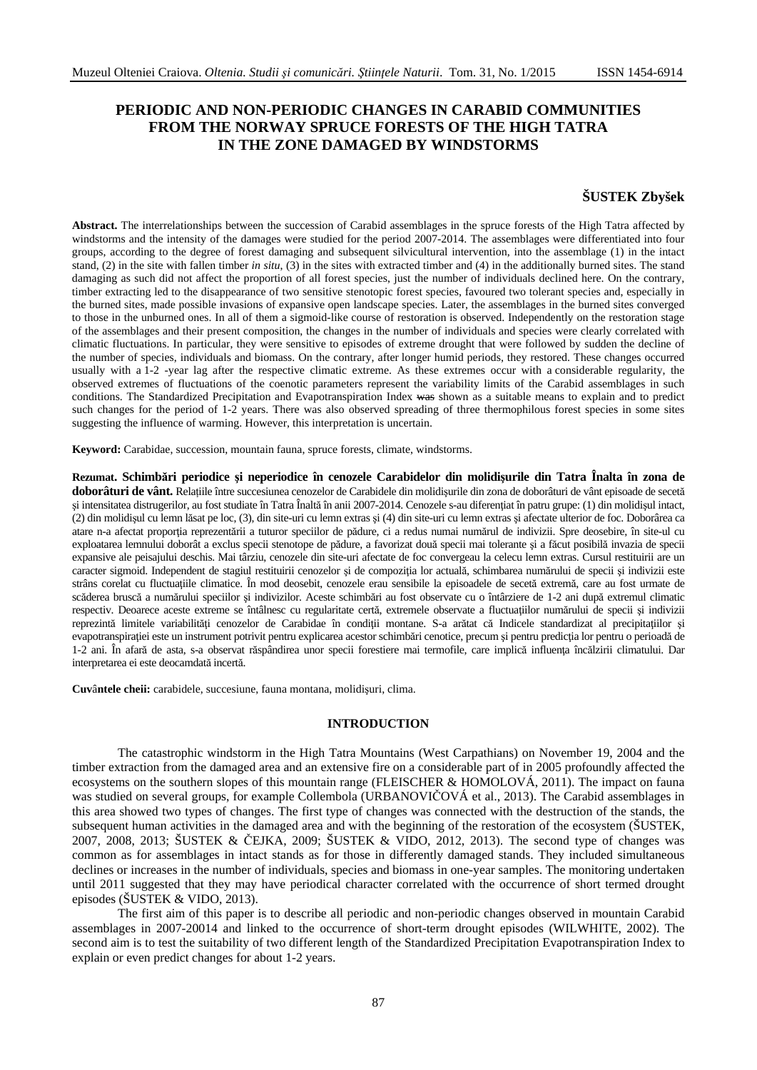# PERIODIC AND NON-PERIODIC CHANGES IN CARABID COMMUNITIES FROM THE NORWAY SPRUCE FORESTS OF THE HIGH TATRA IN THE ZONE DAMAGED BY WINDSTORMS

**ŠUSTEK Zbyšek**

**Abstract.** The interrelationships between the succession of Carabid assemblages in the spruce forests of the High Tatra affected by windstorms and the intensity of the damages were studied for the period 2007-2014. The assemblages were differentiated into four groups, according to the degree of forest damaging and subsequent silvicultural intervention, into the assemblage (1) in the intact stand, (2) in the site with fallen timber *in situ*, (3) in the sites with extracted timber and (4) in the additionally burned sites. The stand damaging as such did not affect the proportion of all forest species, just the number of individuals declined here. On the contrary, timber extracting led to the disappearance of two sensitive stenotopic forest species, favoured two tolerant species and, especially in the burned sites, made possible invasions of expansive open landscape species. Later, the assemblages in the burned sites converged to those in the unburned ones. In all of them a sigmoid-like course of restoration is observed. Independently on the restoration stage of the assemblages and their present composition, the changes in the number of individuals and species were clearly correlated with climatic fluctuations. In particular, they were sensitive to episodes of extreme drought that were followed by sudden the decline of the number of species, individuals and biomass. On the contrary, after longer humid periods, they restored. These changes occurred usually with a 1-2 -year lag after the respective climatic extreme. As these extremes occur with a considerable regularity, the observed extremes of fluctuations of the coenotic parameters represent the variability limits of the Carabid assemblages in such conditions. The Standardized Precipitation and Evapotranspiration Index ~~was~~ shown as a suitable means to explain and to predict such changes for the period of 1-2 years. There was also observed spreading of three thermophilous forest species in some sites suggesting the influence of warming. However, this interpretation is uncertain.

**Keyword:** Carabidae, succession, mountain fauna, spruce forests, climate, windstorms.

**Rezumat. Schimbări periodice şi neperiodice în cenozele Carabidelor din molidişurile din Tatra Înalta în zona de doborâturi de vânt.** Relaţiile între succesiunea cenozelor de Carabidele din molidişurile din zona de doborâturi de vânt episoade de secetă şi intensitatea distrugerilor, au fost studiate în Tatra Înaltă în anii 2007-2014. Cenozele s-au diferenţiat în patru grupe: (1) din molidişul intact, (2) din molidişul cu lemn lăsat pe loc, (3), din site-uri cu lemn extras şi (4) din site-uri cu lemn extras şi afectate ulterior de foc. Doborârea ca atare n-a afectat proporţia reprezentării a tuturor speciilor de pădure, ci a redus numai numărul de indivizii. Spre deosebire, în site-ul cu exploatarea lemnului doborât a exclus specii stenotope de pădure, a favorizat două specii mai tolerante şi a făcut posibilă invazia de specii expansive ale peisajului deschis. Mai târziu, cenozele din site-uri afectate de foc convergeau la celecu lemn extras. Cursul restituirii are un caracter sigmoid. Independent de stagiul restituirii cenozelor şi de compoziţia lor actuală, schimbarea numărului de specii şi indivizii este strâns corelat cu fluctuaţiile climatice. În mod deosebit, cenozele erau sensibile la episoadele de secetă extremă, care au fost urmate de scăderea bruscă a numărului speciilor şi indivizilor. Aceste schimbări au fost observate cu o întârziere de 1-2 ani după extremul climatic respectiv. Deoarece aceste extreme se întâlnesc cu regularitate certă, extremele observate a fluctuaţiilor numărului de specii şi indivizii reprezintă limitele variabilităţi cenozelor de Carabidae în condiţii montane. S-a arătat că Indicele standardizat al precipitaţiilor şi evapotranspiraţiei este un instrument potrivit pentru explicarea acestor schimbări cenotice, precum şi pentru predicţia lor pentru o perioadă de 1-2 ani. În afară de asta, s-a observat răspândirea unor specii forestiere mai termofile, care implică influenţa încălzirii climatului. Dar interpretarea ei este deocamdată incertă.

**Cuvântele cheii:** carabidele, succesiune, fauna montana, molidişuri, clima.

## INTRODUCTION

The catastrophic windstorm in the High Tatra Mountains (West Carpathians) on November 19, 2004 and the timber extraction from the damaged area and an extensive fire on a considerable part of in 2005 profoundly affected the ecosystems on the southern slopes of this mountain range (FLEISCHER & HOMOLOVÁ, 2011). The impact on fauna was studied on several groups, for example Collembola (URBANOVIČOVÁ et al., 2013). The Carabid assemblages in this area showed two types of changes. The first type of changes was connected with the destruction of the stands, the subsequent human activities in the damaged area and with the beginning of the restoration of the ecosystem (ŠUSTEK, 2007, 2008, 2013; ŠUSTEK & ČEJKA, 2009; ŠUSTEK & VIDO, 2012, 2013). The second type of changes was common as for assemblages in intact stands as for those in differently damaged stands. They included simultaneous declines or increases in the number of individuals, species and biomass in one-year samples. The monitoring undertaken until 2011 suggested that they may have periodical character correlated with the occurrence of short termed drought episodes (ŠUSTEK & VIDO, 2013).

The first aim of this paper is to describe all periodic and non-periodic changes observed in mountain Carabid assemblages in 2007-20014 and linked to the occurrence of short-term drought episodes (WILWHITE, 2002). The second aim is to test the suitability of two different length of the Standardized Precipitation Evapotranspiration Index to explain or even predict changes for about 1-2 years.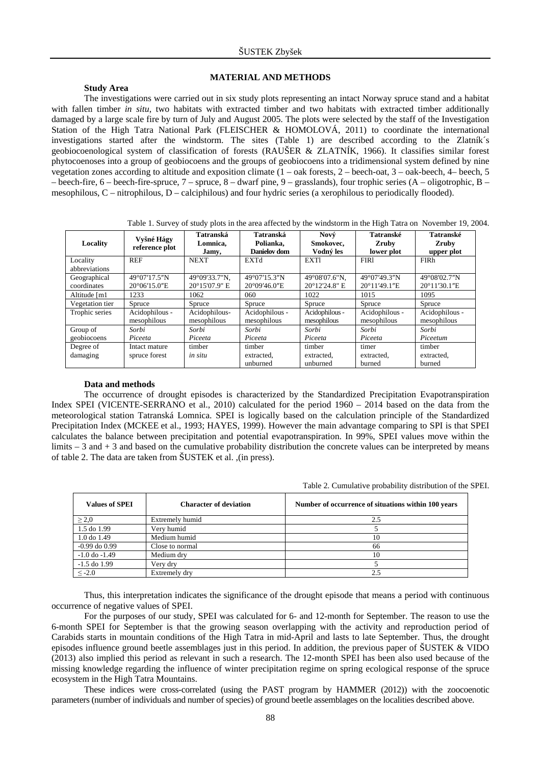## MATERIAL AND METHODS

### Study Area

The investigations were carried out in six study plots representing an intact Norway spruce stand and a habitat with fallen timber *in situ*, two habitats with extracted timber and two habitats with extracted timber additionally damaged by a large scale fire by turn of July and August 2005. The plots were selected by the staff of the Investigation Station of the High Tatra National Park (FLEISCHER & HOMOLOVÁ, 2011) to coordinate the international investigations started after the windstorm. The sites (Table 1) are described according to the Zlatník´s geobiocoenological system of classification of forests (RAUŠER & ZLATNÍK, 1966). It classifies similar forest phytocoenoses into a group of geobiocoens and the groups of geobiocoens into a tridimensional system defined by nine vegetation zones according to altitude and exposition climate (1 – oak forests, 2 – beech-oat, 3 – oak-beech, 4– beech, 5 – beech-fire, 6 – beech-fire-spruce, 7 – spruce, 8 – dwarf pine, 9 – grasslands), four trophic series (A – oligotrophic, B – mesophilous, C – nitrophilous, D – calciphilous) and four hydric series (a xerophilous to periodically flooded).

Table 1. Survey of study plots in the area affected by the windstorm in the High Tatra on November 19, 2004.

| Locality | Vyšné Hágy reference plot | Tatranská Lomnica, Jamy, | Tatranská Polianka, Danielov dom | Nový Smokovec, Vodný les | Tatranské Zruby lower plot | Tatranské Zruby upper plot |
|---|---|---|---|---|---|---|
| Locality abbreviations | REF | NEXT | EXTd | EXTl | FIRl | FIRh |
| Geographical coordinates | 49°07′17.5″N 20°06′15.0″E | 49°09′33.7″N, 20°15′07.9″ E | 49°07′15.3″N 20°09′46.0″E | 49°08′07.6″N, 20°12′24.8″ E | 49°07′49.3″N 20°11′49.1″E | 49°08′02.7″N 20°11′30.1″E |
| Altitude [m1 | 1233 | 1062 | 060 | 1022 | 1015 | 1095 |
| Vegetation tier | Spruce | Spruce | Spruce | Spruce | Spruce | Spruce |
| Trophic series | Acidophilous - mesophilous | Acidophilous- mesophilous | Acidophilous - mesophilous | Acidophilous - mesophilous | Acidophilous - mesophilous | Acidophilous - mesophilous |
| Group of geobiocoens | *Sorbi Piceeta* | *Sorbi Piceeta* | *Sorbi Piceeta* | *Sorbi Piceeta* | *Sorbi Piceeta* | *Sorbi Piceetum* |
| Degree of damaging | Intact mature spruce forest | timber *in situ* | timber extracted, unburned | timber extracted, unburned | timer extracted, burned | timber extracted, burned |

### Data and methods

The occurrence of drought episodes is characterized by the Standardized Precipitation Evapotranspiration Index SPEI (VICENTE-SERRANO et al., 2010) calculated for the period 1960 – 2014 based on the data from the meteorological station Tatranská Lomnica. SPEI is logically based on the calculation principle of the Standardized Precipitation Index (MCKEE et al., 1993; HAYES, 1999). However the main advantage comparing to SPI is that SPEI calculates the balance between precipitation and potential evapotranspiration. In 99%, SPEI values move within the limits – 3 and + 3 and based on the cumulative probability distribution the concrete values can be interpreted by means of table 2. The data are taken from ŠUSTEK et al. ,(in press).

Table 2. Cumulative probability distribution of the SPEI.

| Values of SPEI | Character of deviation | Number of occurrence of situations within 100 years |
|---|---|---|
| ≥ 2,0 | Extremely humid | 2.5 |
| 1.5 do 1.99 | Very humid | 5 |
| 1.0 do 1.49 | Medium humid | 10 |
| -0.99 do 0.99 | Close to normal | 66 |
| -1.0 do -1.49 | Medium dry | 10 |
| -1.5 do 1.99 | Very dry | 5 |
| ≤ -2.0 | Extremely dry | 2.5 |

Thus, this interpretation indicates the significance of the drought episode that means a period with continuous occurrence of negative values of SPEI.

For the purposes of our study, SPEI was calculated for 6- and 12-month for September. The reason to use the 6-month SPEI for September is that the growing season overlapping with the activity and reproduction period of Carabids starts in mountain conditions of the High Tatra in mid-April and lasts to late September. Thus, the drought episodes influence ground beetle assemblages just in this period. In addition, the previous paper of ŠUSTEK & VIDO (2013) also implied this period as relevant in such a research. The 12-month SPEI has been also used because of the missing knowledge regarding the influence of winter precipitation regime on spring ecological response of the spruce ecosystem in the High Tatra Mountains.

These indices were cross-correlated (using the PAST program by HAMMER (2012)) with the zoocoenotic parameters (number of individuals and number of species) of ground beetle assemblages on the localities described above.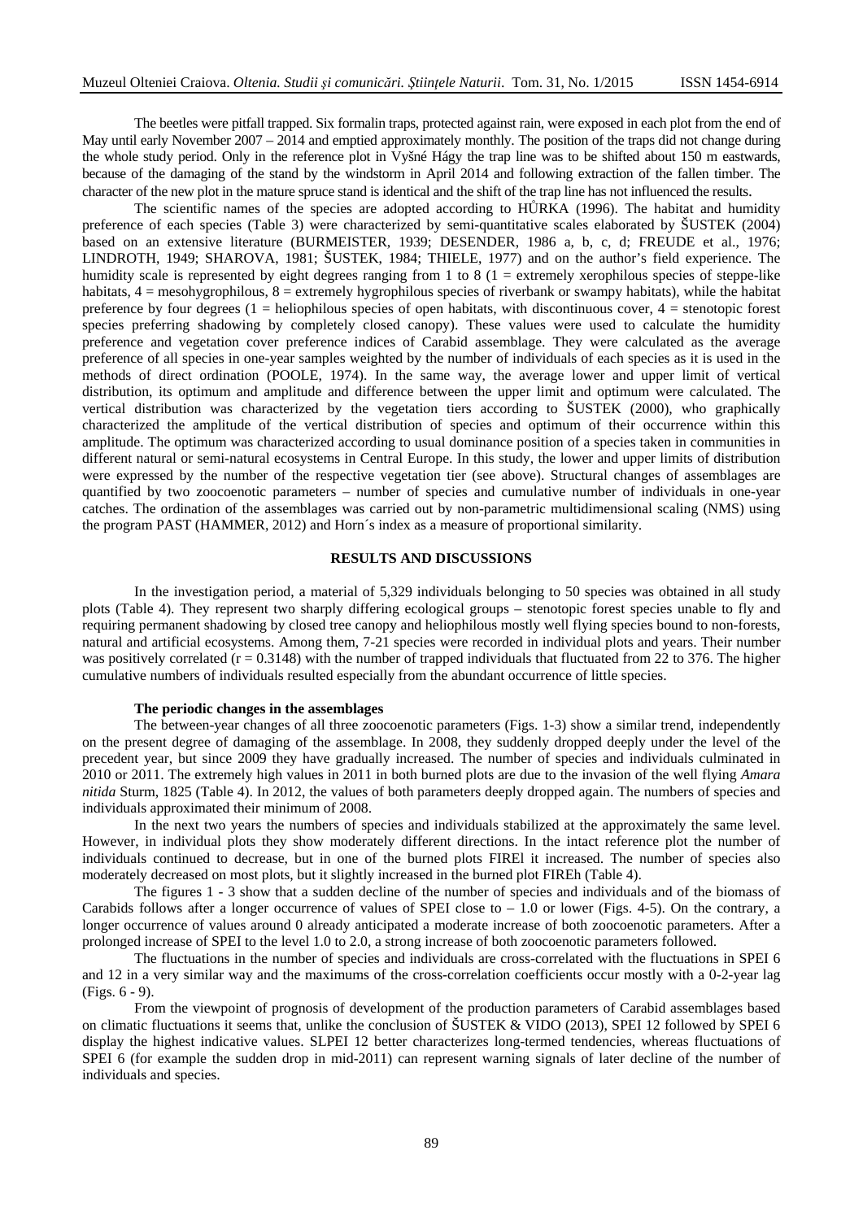The beetles were pitfall trapped. Six formalin traps, protected against rain, were exposed in each plot from the end of May until early November 2007 – 2014 and emptied approximately monthly. The position of the traps did not change during the whole study period. Only in the reference plot in Vyšné Hágy the trap line was to be shifted about 150 m eastwards, because of the damaging of the stand by the windstorm in April 2014 and following extraction of the fallen timber. The character of the new plot in the mature spruce stand is identical and the shift of the trap line has not influenced the results.

The scientific names of the species are adopted according to HŮRKA (1996). The habitat and humidity preference of each species (Table 3) were characterized by semi-quantitative scales elaborated by ŠUSTEK (2004) based on an extensive literature (BURMEISTER, 1939; DESENDER, 1986 a, b, c, d; FREUDE et al., 1976; LINDROTH, 1949; SHAROVA, 1981; ŠUSTEK, 1984; THIELE, 1977) and on the author's field experience. The humidity scale is represented by eight degrees ranging from 1 to 8 (1 = extremely xerophilous species of steppe-like habitats, 4 = mesohygrophilous, 8 = extremely hygrophilous species of riverbank or swampy habitats), while the habitat preference by four degrees (1 = heliophilous species of open habitats, with discontinuous cover, 4 = stenotopic forest species preferring shadowing by completely closed canopy). These values were used to calculate the humidity preference and vegetation cover preference indices of Carabid assemblage. They were calculated as the average preference of all species in one-year samples weighted by the number of individuals of each species as it is used in the methods of direct ordination (POOLE, 1974). In the same way, the average lower and upper limit of vertical distribution, its optimum and amplitude and difference between the upper limit and optimum were calculated. The vertical distribution was characterized by the vegetation tiers according to ŠUSTEK (2000), who graphically characterized the amplitude of the vertical distribution of species and optimum of their occurrence within this amplitude. The optimum was characterized according to usual dominance position of a species taken in communities in different natural or semi-natural ecosystems in Central Europe. In this study, the lower and upper limits of distribution were expressed by the number of the respective vegetation tier (see above). Structural changes of assemblages are quantified by two zoocoenotic parameters – number of species and cumulative number of individuals in one-year catches. The ordination of the assemblages was carried out by non-parametric multidimensional scaling (NMS) using the program PAST (HAMMER, 2012) and Horn´s index as a measure of proportional similarity.

## RESULTS AND DISCUSSIONS

In the investigation period, a material of 5,329 individuals belonging to 50 species was obtained in all study plots (Table 4). They represent two sharply differing ecological groups – stenotopic forest species unable to fly and requiring permanent shadowing by closed tree canopy and heliophilous mostly well flying species bound to non-forests, natural and artificial ecosystems. Among them, 7-21 species were recorded in individual plots and years. Their number was positively correlated ($r = 0.3148$) with the number of trapped individuals that fluctuated from 22 to 376. The higher cumulative numbers of individuals resulted especially from the abundant occurrence of little species.

### The periodic changes in the assemblages

The between-year changes of all three zoocoenotic parameters (Figs. 1-3) show a similar trend, independently on the present degree of damaging of the assemblage. In 2008, they suddenly dropped deeply under the level of the precedent year, but since 2009 they have gradually increased. The number of species and individuals culminated in 2010 or 2011. The extremely high values in 2011 in both burned plots are due to the invasion of the well flying *Amara nitida* Sturm, 1825 (Table 4). In 2012, the values of both parameters deeply dropped again. The numbers of species and individuals approximated their minimum of 2008.

In the next two years the numbers of species and individuals stabilized at the approximately the same level. However, in individual plots they show moderately different directions. In the intact reference plot the number of individuals continued to decrease, but in one of the burned plots FIREl it increased. The number of species also moderately decreased on most plots, but it slightly increased in the burned plot FIREh (Table 4).

The figures 1 - 3 show that a sudden decline of the number of species and individuals and of the biomass of Carabids follows after a longer occurrence of values of SPEI close to – 1.0 or lower (Figs. 4-5). On the contrary, a longer occurrence of values around 0 already anticipated a moderate increase of both zoocoenotic parameters. After a prolonged increase of SPEI to the level 1.0 to 2.0, a strong increase of both zoocoenotic parameters followed.

The fluctuations in the number of species and individuals are cross-correlated with the fluctuations in SPEI 6 and 12 in a very similar way and the maximums of the cross-correlation coefficients occur mostly with a 0-2-year lag (Figs. 6 - 9).

From the viewpoint of prognosis of development of the production parameters of Carabid assemblages based on climatic fluctuations it seems that, unlike the conclusion of ŠUSTEK & VIDO (2013), SPEI 12 followed by SPEI 6 display the highest indicative values. SLPEI 12 better characterizes long-termed tendencies, whereas fluctuations of SPEI 6 (for example the sudden drop in mid-2011) can represent warning signals of later decline of the number of individuals and species.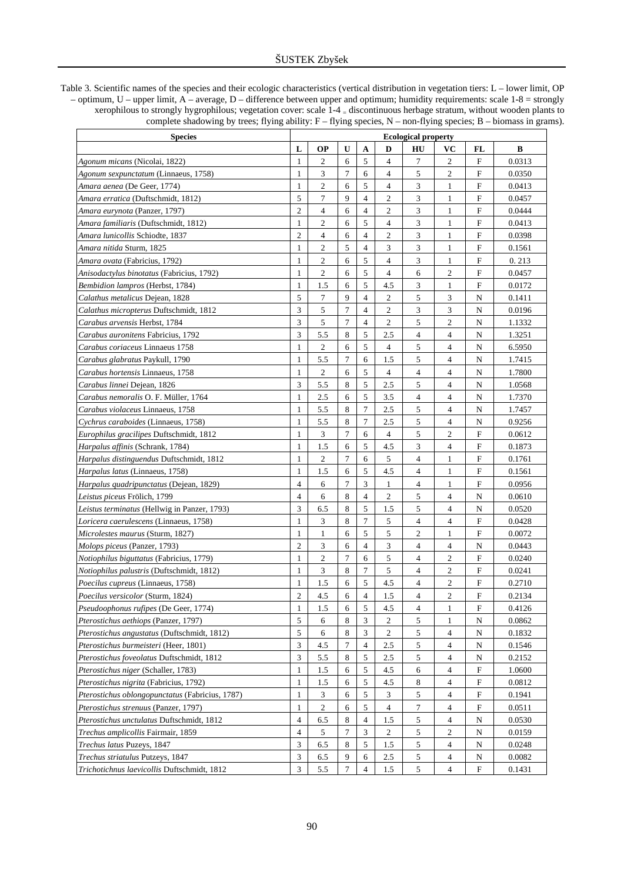Table 3. Scientific names of the species and their ecologic characteristics (vertical distribution in vegetation tiers: L – lower limit, OP – optimum, U – upper limit, A – average, D – difference between upper and optimum; humidity requirements: scale 1-8 = strongly xerophilous to strongly hygrophilous; vegetation cover: scale 1-4 = discontinuous herbage stratum, without wooden plants to complete shadowing by trees; flying ability: F – flying species, N – non-flying species; B – biomass in grams).

| Species | Ecological property | | | | | | | | |
|---|---|---|---|---|---|---|---|---|---|
| | L | OP | U | A | D | HU | VC | FL | B |
| *Agonum micans* (Nicolai, 1822) | 1 | 2 | 6 | 5 | 4 | 7 | 2 | F | 0.0313 |
| *Agonum sexpunctatum* (Linnaeus, 1758) | 1 | 3 | 7 | 6 | 4 | 5 | 2 | F | 0.0350 |
| *Amara aenea* (De Geer, 1774) | 1 | 2 | 6 | 5 | 4 | 3 | 1 | F | 0.0413 |
| *Amara erratica* (Duftschmidt, 1812) | 5 | 7 | 9 | 4 | 2 | 3 | 1 | F | 0.0457 |
| *Amara eurynota* (Panzer, 1797) | 2 | 4 | 6 | 4 | 2 | 3 | 1 | F | 0.0444 |
| *Amara familiaris* (Duftschmidt, 1812) | 1 | 2 | 6 | 5 | 4 | 3 | 1 | F | 0.0413 |
| *Amara lunicollis* Schiodte, 1837 | 2 | 4 | 6 | 4 | 2 | 3 | 1 | F | 0.0398 |
| *Amara nitida* Sturm, 1825 | 1 | 2 | 5 | 4 | 3 | 3 | 1 | F | 0.1561 |
| *Amara ovata* (Fabricius, 1792) | 1 | 2 | 6 | 5 | 4 | 3 | 1 | F | 0. 213 |
| *Anisodactylus binotatus* (Fabricius, 1792) | 1 | 2 | 6 | 5 | 4 | 6 | 2 | F | 0.0457 |
| *Bembidion lampros* (Herbst, 1784) | 1 | 1.5 | 6 | 5 | 4.5 | 3 | 1 | F | 0.0172 |
| *Calathus metalicus* Dejean, 1828 | 5 | 7 | 9 | 4 | 2 | 5 | 3 | N | 0.1411 |
| *Calathus micropterus* Duftschmidt, 1812 | 3 | 5 | 7 | 4 | 2 | 3 | 3 | N | 0.0196 |
| *Carabus arvensis* Herbst, 1784 | 3 | 5 | 7 | 4 | 2 | 5 | 2 | N | 1.1332 |
| *Carabus auronitens* Fabricius, 1792 | 3 | 5.5 | 8 | 5 | 2.5 | 4 | 4 | N | 1.3251 |
| *Carabus coriaceus* Linnaeus 1758 | 1 | 2 | 6 | 5 | 4 | 5 | 4 | N | 6.5950 |
| *Carabus glabratus* Paykull, 1790 | 1 | 5.5 | 7 | 6 | 1.5 | 5 | 4 | N | 1.7415 |
| *Carabus hortensis* Linnaeus, 1758 | 1 | 2 | 6 | 5 | 4 | 4 | 4 | N | 1.7800 |
| *Carabus linnei* Dejean, 1826 | 3 | 5.5 | 8 | 5 | 2.5 | 5 | 4 | N | 1.0568 |
| *Carabus nemoralis* O. F. Müller, 1764 | 1 | 2.5 | 6 | 5 | 3.5 | 4 | 4 | N | 1.7370 |
| *Carabus violaceus* Linnaeus, 1758 | 1 | 5.5 | 8 | 7 | 2.5 | 5 | 4 | N | 1.7457 |
| *Cychrus caraboides* (Linnaeus, 1758) | 1 | 5.5 | 8 | 7 | 2.5 | 5 | 4 | N | 0.9256 |
| *Europhilus gracilipes* Duftschmidt, 1812 | 1 | 3 | 7 | 6 | 4 | 5 | 2 | F | 0.0612 |
| *Harpalus affinis* (Schrank, 1784) | 1 | 1.5 | 6 | 5 | 4.5 | 3 | 4 | F | 0.1873 |
| *Harpalus distinguendus* Duftschmidt, 1812 | 1 | 2 | 7 | 6 | 5 | 4 | 1 | F | 0.1761 |
| *Harpalus latus* (Linnaeus, 1758) | 1 | 1.5 | 6 | 5 | 4.5 | 4 | 1 | F | 0.1561 |
| *Harpalus quadripunctatus* (Dejean, 1829) | 4 | 6 | 7 | 3 | 1 | 4 | 1 | F | 0.0956 |
| *Leistus piceus* Frölich, 1799 | 4 | 6 | 8 | 4 | 2 | 5 | 4 | N | 0.0610 |
| *Leistus terminatus* (Hellwig in Panzer, 1793) | 3 | 6.5 | 8 | 5 | 1.5 | 5 | 4 | N | 0.0520 |
| *Loricera caerulescens* (Linnaeus, 1758) | 1 | 3 | 8 | 7 | 5 | 4 | 4 | F | 0.0428 |
| *Microlestes maurus* (Sturm, 1827) | 1 | 1 | 6 | 5 | 5 | 2 | 1 | F | 0.0072 |
| *Molops piceus* (Panzer, 1793) | 2 | 3 | 6 | 4 | 3 | 4 | 4 | N | 0.0443 |
| *Notiophilus biguttatus* (Fabricius, 1779) | 1 | 2 | 7 | 6 | 5 | 4 | 2 | F | 0.0240 |
| *Notiophilus palustris* (Duftschmidt, 1812) | 1 | 3 | 8 | 7 | 5 | 4 | 2 | F | 0.0241 |
| *Poecilus cupreus* (Linnaeus, 1758) | 1 | 1.5 | 6 | 5 | 4.5 | 4 | 2 | F | 0.2710 |
| *Poecilus versicolor* (Sturm, 1824) | 2 | 4.5 | 6 | 4 | 1.5 | 4 | 2 | F | 0.2134 |
| *Pseudoophonus rufipes* (De Geer, 1774) | 1 | 1.5 | 6 | 5 | 4.5 | 4 | 1 | F | 0.4126 |
| *Pterostichus aethiops* (Panzer, 1797) | 5 | 6 | 8 | 3 | 2 | 5 | 1 | N | 0.0862 |
| *Pterostichus angustatus* (Duftschmidt, 1812) | 5 | 6 | 8 | 3 | 2 | 5 | 4 | N | 0.1832 |
| *Pterostichus burmeisteri* (Heer, 1801) | 3 | 4.5 | 7 | 4 | 2.5 | 5 | 4 | N | 0.1546 |
| *Pterostichus foveolatus* Duftschmidt, 1812 | 3 | 5.5 | 8 | 5 | 2.5 | 5 | 4 | N | 0.2152 |
| *Pterostichus niger* (Schaller, 1783) | 1 | 1.5 | 6 | 5 | 4.5 | 6 | 4 | F | 1.0600 |
| *Pterostichus nigrita* (Fabricius, 1792) | 1 | 1.5 | 6 | 5 | 4.5 | 8 | 4 | F | 0.0812 |
| *Pterostichus oblongopunctatus* (Fabricius, 1787) | 1 | 3 | 6 | 5 | 3 | 5 | 4 | F | 0.1941 |
| *Pterostichus strenuus* (Panzer, 1797) | 1 | 2 | 6 | 5 | 4 | 7 | 4 | F | 0.0511 |
| *Pterostichus unctulatus* Duftschmidt, 1812 | 4 | 6.5 | 8 | 4 | 1.5 | 5 | 4 | N | 0.0530 |
| *Trechus amplicollis* Fairmair, 1859 | 4 | 5 | 7 | 3 | 2 | 5 | 2 | N | 0.0159 |
| *Trechus latus* Puzeys, 1847 | 3 | 6.5 | 8 | 5 | 1.5 | 5 | 4 | N | 0.0248 |
| *Trechus striatulus* Putzeys, 1847 | 3 | 6.5 | 9 | 6 | 2.5 | 5 | 4 | N | 0.0082 |
| *Trichotichnus laevicollis* Duftschmidt, 1812 | 3 | 5.5 | 7 | 4 | 1.5 | 5 | 4 | F | 0.1431 |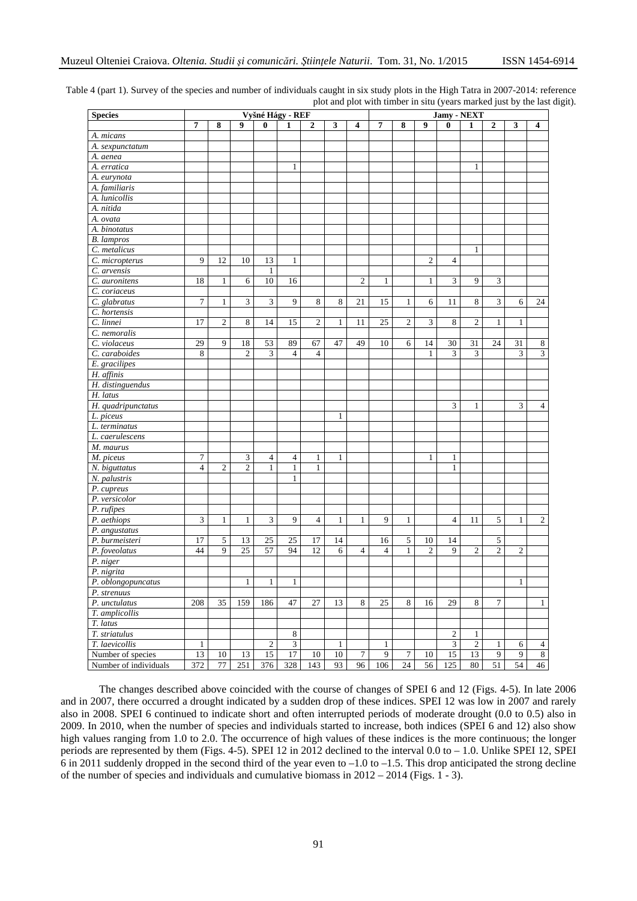Table 4 (part 1). Survey of the species and number of individuals caught in six study plots in the High Tatra in 2007-2014: reference plot and plot with timber in situ (years marked just by the last digit).

| Species | Vyšné Hágy - REF | | | | | | | | Jamy - NEXT | | | | | | | |
|---|---|---|---|---|---|---|---|---|---|---|---|---|---|---|---|---|
| | 7 | 8 | 9 | 0 | 1 | 2 | 3 | 4 | 7 | 8 | 9 | 0 | 1 | 2 | 3 | 4 |
| *A. micans* | | | | | | | | | | | | | | | | |
| *A. sexpunctatum* | | | | | | | | | | | | | | | | |
| *A. aenea* | | | | | | | | | | | | | | | | |
| *A. erratica* | | | | | 1 | | | | | | | | 1 | | | |
| *A. eurynota* | | | | | | | | | | | | | | | | |
| *A. familiaris* | | | | | | | | | | | | | | | | |
| *A. lunicollis* | | | | | | | | | | | | | | | | |
| *A. nitida* | | | | | | | | | | | | | | | | |
| *A. ovata* | | | | | | | | | | | | | | | | |
| *A. binotatus* | | | | | | | | | | | | | | | | |
| *B. lampros* | | | | | | | | | | | | | | | | |
| *C. metalicus* | | | | | | | | | | | | | 1 | | | |
| *C. micropterus* | 9 | 12 | 10 | 13 | 1 | | | | | | 2 | 4 | | | | |
| *C. arvensis* | | | | 1 | | | | | | | | | | | | |
| *C. auronitens* | 18 | 1 | 6 | 10 | 16 | | | 2 | 1 | | 1 | 3 | 9 | 3 | | |
| *C. coriaceus* | | | | | | | | | | | | | | | | |
| *C. glabratus* | 7 | 1 | 3 | 3 | 9 | 8 | 8 | 21 | 15 | 1 | 6 | 11 | 8 | 3 | 6 | 24 |
| *C. hortensis* | | | | | | | | | | | | | | | | |
| *C. linnei* | 17 | 2 | 8 | 14 | 15 | 2 | 1 | 11 | 25 | 2 | 3 | 8 | 2 | 1 | 1 | |
| *C. nemoralis* | | | | | | | | | | | | | | | | |
| *C. violaceus* | 29 | 9 | 18 | 53 | 89 | 67 | 47 | 49 | 10 | 6 | 14 | 30 | 31 | 24 | 31 | 8 |
| *C. caraboides* | 8 | | 2 | 3 | 4 | 4 | | | | | 1 | 3 | 3 | | 3 | 3 |
| *E. gracilipes* | | | | | | | | | | | | | | | | |
| *H. affinis* | | | | | | | | | | | | | | | | |
| *H. distinguendus* | | | | | | | | | | | | | | | | |
| *H. latus* | | | | | | | | | | | | | | | | |
| *H. quadripunctatus* | | | | | | | | | | | | 3 | 1 | | 3 | 4 |
| *L. piceus* | | | | | | | 1 | | | | | | | | | |
| *L. terminatus* | | | | | | | | | | | | | | | | |
| *L. caerulescens* | | | | | | | | | | | | | | | | |
| *M. maurus* | | | | | | | | | | | | | | | | |
| *M. piceus* | 7 | | 3 | 4 | 4 | 1 | 1 | | | | 1 | 1 | | | | |
| *N. biguttatus* | 4 | 2 | 2 | 1 | 1 | 1 | | | | | | 1 | | | | |
| *N. palustris* | | | | | 1 | | | | | | | | | | | |
| *P. cupreus* | | | | | | | | | | | | | | | | |
| *P. versicolor* | | | | | | | | | | | | | | | | |
| *P. rufipes* | | | | | | | | | | | | | | | | |
| *P. aethiops* | 3 | 1 | 1 | 3 | 9 | 4 | 1 | 1 | 9 | 1 | | 4 | 11 | 5 | 1 | 2 |
| *P. angustatus* | | | | | | | | | | | | | | | | |
| *P. burmeisteri* | 17 | 5 | 13 | 25 | 25 | 17 | 14 | | 16 | 5 | 10 | 14 | | 5 | | |
| *P. foveolatus* | 44 | 9 | 25 | 57 | 94 | 12 | 6 | 4 | 4 | 1 | 2 | 9 | 2 | 2 | 2 | |
| *P. niger* | | | | | | | | | | | | | | | | |
| *P. nigrita* | | | | | | | | | | | | | | | | |
| *P. oblongopuncatus* | | | 1 | 1 | 1 | | | | | | | | | | 1 | |
| *P. strenuus* | | | | | | | | | | | | | | | | |
| *P. unctulatus* | 208 | 35 | 159 | 186 | 47 | 27 | 13 | 8 | 25 | 8 | 16 | 29 | 8 | 7 | | 1 |
| *T. amplicollis* | | | | | | | | | | | | | | | | |
| *T. latus* | | | | | | | | | | | | | | | | |
| *T. striatulus* | | | | | 8 | | | | | | | 2 | 1 | | | |
| *T. laevicollis* | 1 | | | 2 | 3 | | 1 | | 1 | | | 3 | 2 | 1 | 6 | 4 |
| Number of species | 13 | 10 | 13 | 15 | 17 | 10 | 10 | 7 | 9 | 7 | 10 | 15 | 13 | 9 | 9 | 8 |
| Number of individuals | 372 | 77 | 251 | 376 | 328 | 143 | 93 | 96 | 106 | 24 | 56 | 125 | 80 | 51 | 54 | 46 |

The changes described above coincided with the course of changes of SPEI 6 and 12 (Figs. 4-5). In late 2006 and in 2007, there occurred a drought indicated by a sudden drop of these indices. SPEI 12 was low in 2007 and rarely also in 2008. SPEI 6 continued to indicate short and often interrupted periods of moderate drought (0.0 to 0.5) also in 2009. In 2010, when the number of species and individuals started to increase, both indices (SPEI 6 and 12) also show high values ranging from 1.0 to 2.0. The occurrence of high values of these indices is the more continuous; the longer periods are represented by them (Figs. 4-5). SPEI 12 in 2012 declined to the interval 0.0 to – 1.0. Unlike SPEI 12, SPEI 6 in 2011 suddenly dropped in the second third of the year even to –1.0 to –1.5. This drop anticipated the strong decline of the number of species and individuals and cumulative biomass in 2012 – 2014 (Figs. 1 - 3).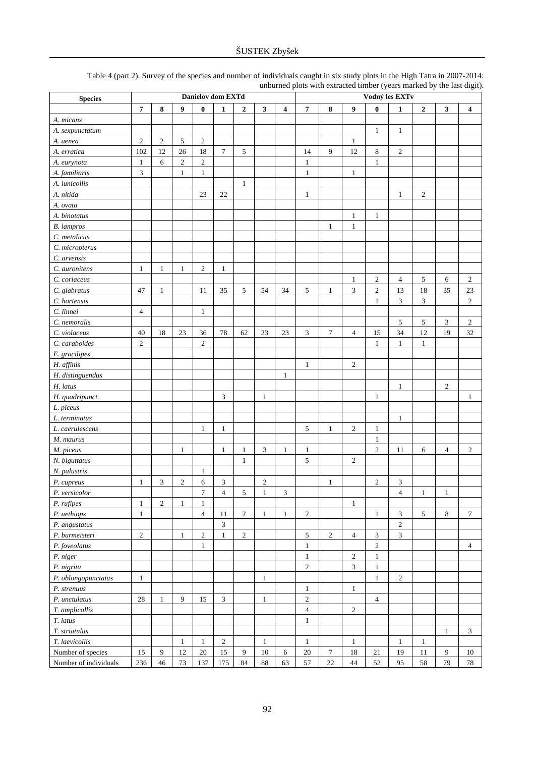Table 4 (part 2). Survey of the species and number of individuals caught in six study plots in the High Tatra in 2007-2014: unburned plots with extracted timber (years marked by the last digit).

| Species | Danielov dom EXTd | | | | | | | | Vodný les EXTv | | | | | | | |
|---|---|---|---|---|---|---|---|---|---|---|---|---|---|---|---|---|
| | 7 | 8 | 9 | 0 | 1 | 2 | 3 | 4 | 7 | 8 | 9 | 0 | 1 | 2 | 3 | 4 |
| *A. micans* | | | | | | | | | | | | | | | | |
| *A. sexpunctatum* | | | | | | | | | | | | 1 | 1 | | | |
| *A. aenea* | 2 | 2 | 5 | 2 | | | | | | | 1 | | | | | |
| *A. erratica* | 102 | 12 | 26 | 18 | 7 | 5 | | | 14 | 9 | 12 | 8 | 2 | | | |
| *A. eurynota* | 1 | 6 | 2 | 2 | | | | | 1 | | | 1 | | | | |
| *A. familiaris* | 3 | | 1 | 1 | | | | | 1 | | 1 | | | | | |
| *A. lunicollis* | | | | | | 1 | | | | | | | | | | |
| *A. nitida* | | | | 23 | 22 | | | | 1 | | | | 1 | 2 | | |
| *A. ovata* | | | | | | | | | | | | | | | | |
| *A. binotatus* | | | | | | | | | | | 1 | 1 | | | | |
| *B. lampros* | | | | | | | | | | 1 | 1 | | | | | |
| *C. metalicus* | | | | | | | | | | | | | | | | |
| *C. micropterus* | | | | | | | | | | | | | | | | |
| *C. arvensis* | | | | | | | | | | | | | | | | |
| *C. auronitens* | 1 | 1 | 1 | 2 | 1 | | | | | | | | | | | |
| *C. coriaceus* | | | | | | | | | | | 1 | 2 | 4 | 5 | 6 | 2 |
| *C. glabratus* | 47 | 1 | | 11 | 35 | 5 | 54 | 34 | 5 | 1 | 3 | 2 | 13 | 18 | 35 | 23 |
| *C. hortensis* | | | | | | | | | | | | 1 | 3 | 3 | | 2 |
| *C. linnei* | 4 | | | 1 | | | | | | | | | | | | |
| *C. nemoralis* | | | | | | | | | | | | | 5 | 5 | 3 | 2 |
| *C. violaceus* | 40 | 18 | 23 | 36 | 78 | 62 | 23 | 23 | 3 | 7 | 4 | 15 | 34 | 12 | 19 | 32 |
| *C. caraboides* | 2 | | | 2 | | | | | | | | 1 | 1 | 1 | | |
| *E. gracilipes* | | | | | | | | | | | | | | | | |
| *H. affinis* | | | | | | | | | 1 | | 2 | | | | | |
| *H. distinguendus* | | | | | | | | 1 | | | | | | | | |
| *H. latus* | | | | | | | | | | | | | 1 | | 2 | |
| *H. quadripunct.* | | | | | 3 | | 1 | | | | | 1 | | | | 1 |
| *L. piceus* | | | | | | | | | | | | | | | | |
| *L. terminatus* | | | | | | | | | | | | | 1 | | | |
| *L. caerulescens* | | | | 1 | 1 | | | | 5 | 1 | 2 | 1 | | | | |
| *M. maurus* | | | | | | | | | | | | 1 | | | | |
| *M. piceus* | | | 1 | | 1 | 1 | 3 | 1 | 1 | | | 2 | 11 | 6 | 4 | 2 |
| *N. biguttatus* | | | | | | 1 | | | 5 | | 2 | | | | | |
| *N. palustris* | | | | 1 | | | | | | | | | | | | |
| *P. cupreus* | 1 | 3 | 2 | 6 | 3 | | 2 | | | 1 | | 2 | 3 | | | |
| *P. versicolor* | | | | 7 | 4 | 5 | 1 | 3 | | | | | 4 | 1 | 1 | |
| *P. rufipes* | 1 | 2 | 1 | 1 | | | | | | | 1 | | | | | |
| *P. aethiops* | 1 | | | 4 | 11 | 2 | 1 | 1 | 2 | | | 1 | 3 | 5 | 8 | 7 |
| *P. angustatus* | | | | | 3 | | | | | | | | 2 | | | |
| *P. burmeisteri* | 2 | | 1 | 2 | 1 | 2 | | | 5 | 2 | 4 | 3 | 3 | | | |
| *P. foveolatus* | | | | 1 | | | | | 1 | | | 2 | | | | 4 |
| *P. niger* | | | | | | | | | 1 | | 2 | 1 | | | | |
| *P. nigrita* | | | | | | | | | 2 | | 3 | 1 | | | | |
| *P. oblongopunctatus* | 1 | | | | | | 1 | | | | | 1 | 2 | | | |
| *P. strenuus* | | | | | | | | | 1 | | 1 | | | | | |
| *P. unctulatus* | 28 | 1 | 9 | 15 | 3 | | 1 | | 2 | | | 4 | | | | |
| *T. amplicollis* | | | | | | | | | 4 | | 2 | | | | | |
| *T. latus* | | | | | | | | | 1 | | | | | | | |
| *T. striatulus* | | | | | | | | | | | | | | | 1 | 3 |
| *T. laevicollis* | | | 1 | 1 | 2 | | 1 | | 1 | | 1 | | 1 | 1 | | |
| Number of species | 15 | 9 | 12 | 20 | 15 | 9 | 10 | 6 | 20 | 7 | 18 | 21 | 19 | 11 | 9 | 10 |
| Number of individuals | 236 | 46 | 73 | 137 | 175 | 84 | 88 | 63 | 57 | 22 | 44 | 52 | 95 | 58 | 79 | 78 |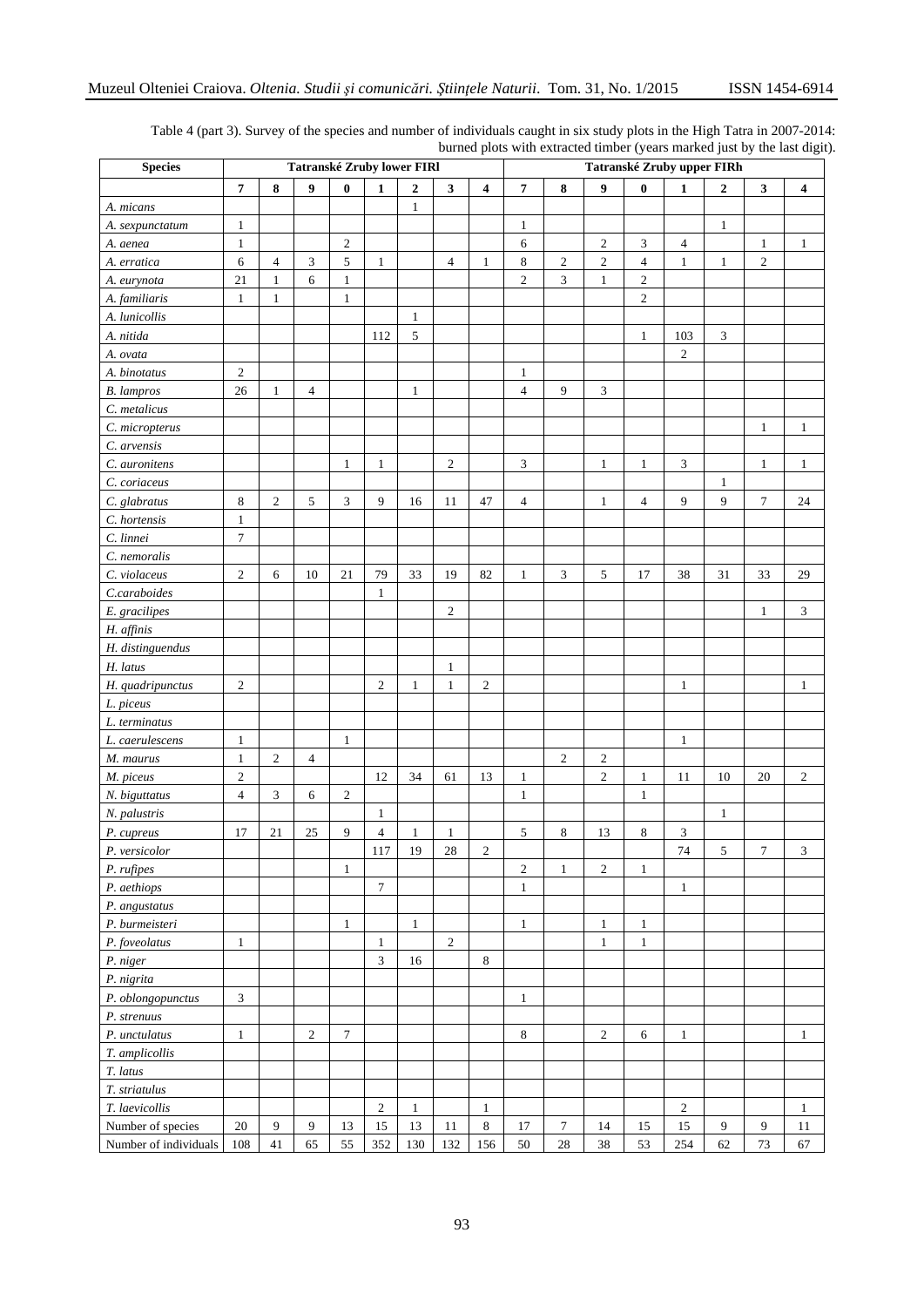Table 4 (part 3). Survey of the species and number of individuals caught in six study plots in the High Tatra in 2007-2014: burned plots with extracted timber (years marked just by the last digit).

| Species | Tatranské Zruby lower FIRl | | | | | | | | Tatranské Zruby upper FIRh | | | | | | | |
|---|---|---|---|---|---|---|---|---|---|---|---|---|---|---|---|---|
| | 7 | 8 | 9 | 0 | 1 | 2 | 3 | 4 | 7 | 8 | 9 | 0 | 1 | 2 | 3 | 4 |
| *A. micans* | | | | | | 1 | | | | | | | | | | |
| *A. sexpunctatum* | 1 | | | | | | | | 1 | | | | | 1 | | |
| *A. aenea* | 1 | | | 2 | | | | | 6 | | 2 | 3 | 4 | | 1 | 1 |
| *A. erratica* | 6 | 4 | 3 | 5 | 1 | | 4 | 1 | 8 | 2 | 2 | 4 | 1 | 1 | 2 | |
| *A. eurynota* | 21 | 1 | 6 | 1 | | | | | 2 | 3 | 1 | 2 | | | | |
| *A. familiaris* | 1 | 1 | | 1 | | | | | | | | 2 | | | | |
| *A. lunicollis* | | | | | | 1 | | | | | | | | | | |
| *A. nitida* | | | | | 112 | 5 | | | | | | 1 | 103 | 3 | | |
| *A. ovata* | | | | | | | | | | | | | 2 | | | |
| *A. binotatus* | 2 | | | | | | | | 1 | | | | | | | |
| *B. lampros* | 26 | 1 | 4 | | | 1 | | | 4 | 9 | 3 | | | | | |
| *C. metalicus* | | | | | | | | | | | | | | | | |
| *C. micropterus* | | | | | | | | | | | | | | | 1 | 1 |
| *C. arvensis* | | | | | | | | | | | | | | | | |
| *C. auronitens* | | | | 1 | 1 | | 2 | | 3 | | 1 | 1 | 3 | | 1 | 1 |
| *C. coriaceus* | | | | | | | | | | | | | | 1 | | |
| *C. glabratus* | 8 | 2 | 5 | 3 | 9 | 16 | 11 | 47 | 4 | | 1 | 4 | 9 | 9 | 7 | 24 |
| *C. hortensis* | 1 | | | | | | | | | | | | | | | |
| *C. linnei* | 7 | | | | | | | | | | | | | | | |
| *C. nemoralis* | | | | | | | | | | | | | | | | |
| *C. violaceus* | 2 | 6 | 10 | 21 | 79 | 33 | 19 | 82 | 1 | 3 | 5 | 17 | 38 | 31 | 33 | 29 |
| *C.caraboides* | | | | | 1 | | | | | | | | | | | |
| *E. gracilipes* | | | | | | | 2 | | | | | | | | 1 | 3 |
| *H. affinis* | | | | | | | | | | | | | | | | |
| *H. distinguendus* | | | | | | | | | | | | | | | | |
| *H. latus* | | | | | | | 1 | | | | | | | | | |
| *H. quadripunctus* | 2 | | | | 2 | 1 | 1 | 2 | | | | | 1 | | | 1 |
| *L. piceus* | | | | | | | | | | | | | | | | |
| *L. terminatus* | | | | | | | | | | | | | | | | |
| *L. caerulescens* | 1 | | | 1 | | | | | | | | | 1 | | | |
| *M. maurus* | 1 | 2 | 4 | | | | | | | 2 | 2 | | | | | |
| *M. piceus* | 2 | | | | 12 | 34 | 61 | 13 | 1 | | 2 | 1 | 11 | 10 | 20 | 2 |
| *N. biguttatus* | 4 | 3 | 6 | 2 | | | | | 1 | | | 1 | | | | |
| *N. palustris* | | | | | 1 | | | | | | | | | 1 | | |
| *P. cupreus* | 17 | 21 | 25 | 9 | 4 | 1 | 1 | | 5 | 8 | 13 | 8 | 3 | | | |
| *P. versicolor* | | | | | 117 | 19 | 28 | 2 | | | | | 74 | 5 | 7 | 3 |
| *P. rufipes* | | | | 1 | | | | | 2 | 1 | 2 | 1 | | | | |
| *P. aethiops* | | | | | 7 | | | | 1 | | | | 1 | | | |
| *P. angustatus* | | | | | | | | | | | | | | | | |
| *P. burmeisteri* | | | | 1 | | 1 | | | 1 | | 1 | 1 | | | | |
| *P. foveolatus* | 1 | | | | 1 | | 2 | | | | 1 | 1 | | | | |
| *P. niger* | | | | | 3 | 16 | | 8 | | | | | | | | |
| *P. nigrita* | | | | | | | | | | | | | | | | |
| *P. oblongopunctus* | 3 | | | | | | | | 1 | | | | | | | |
| *P. strenuus* | | | | | | | | | | | | | | | | |
| *P. unctulatus* | 1 | | 2 | 7 | | | | | 8 | | 2 | 6 | 1 | | | 1 |
| *T. amplicollis* | | | | | | | | | | | | | | | | |
| *T. latus* | | | | | | | | | | | | | | | | |
| *T. striatulus* | | | | | | | | | | | | | | | | |
| *T. laevicollis* | | | | | 2 | 1 | | 1 | | | | | 2 | | | 1 |
| Number of species | 20 | 9 | 9 | 13 | 15 | 13 | 11 | 8 | 17 | 7 | 14 | 15 | 15 | 9 | 9 | 11 |
| Number of individuals | 108 | 41 | 65 | 55 | 352 | 130 | 132 | 156 | 50 | 28 | 38 | 53 | 254 | 62 | 73 | 67 |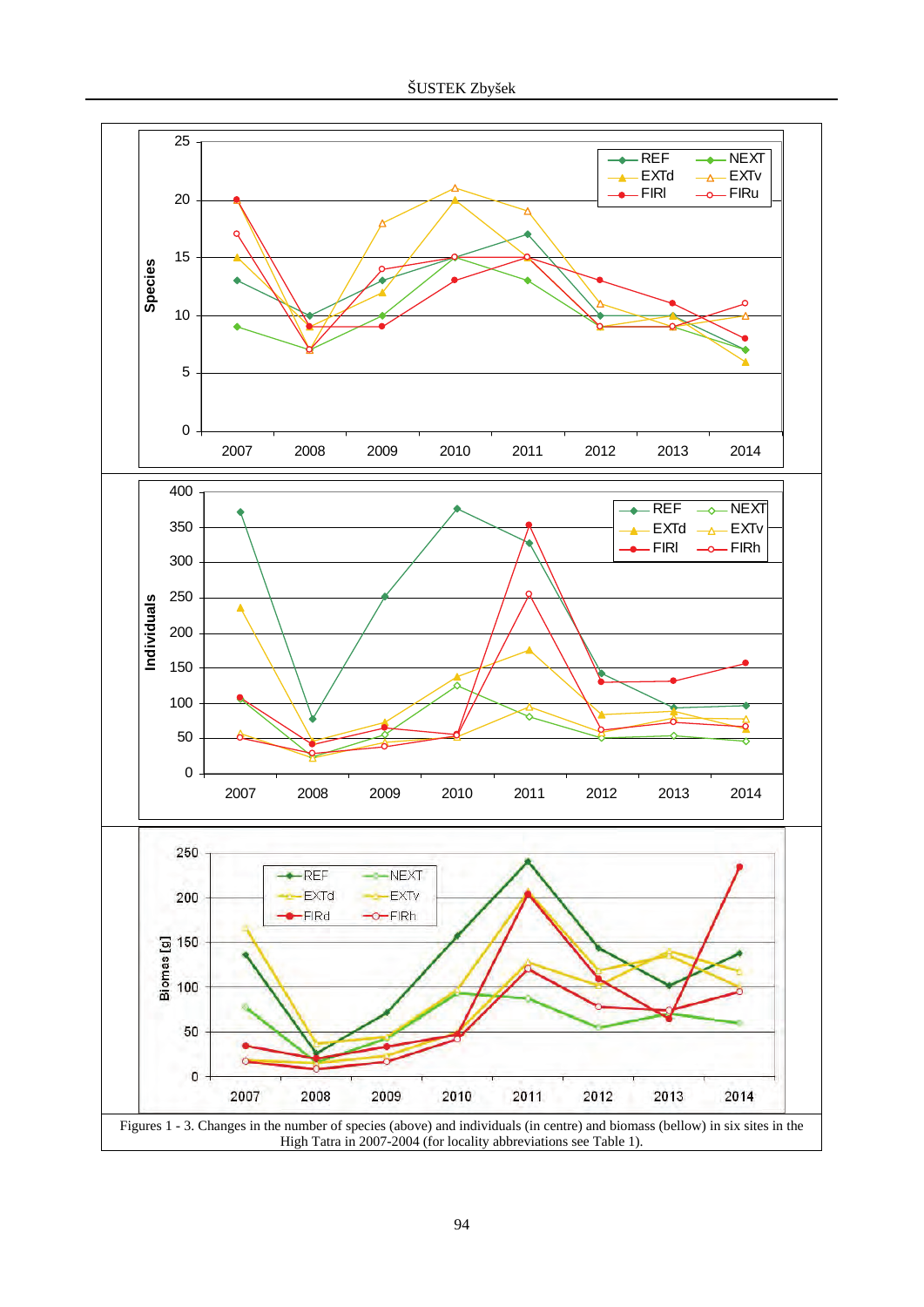Figures 1 - 3. Changes in the number of species (above) and individuals (in centre) and biomass (bellow) in six sites in the High Tatra in 2007-2004 (for locality abbreviations see Table 1).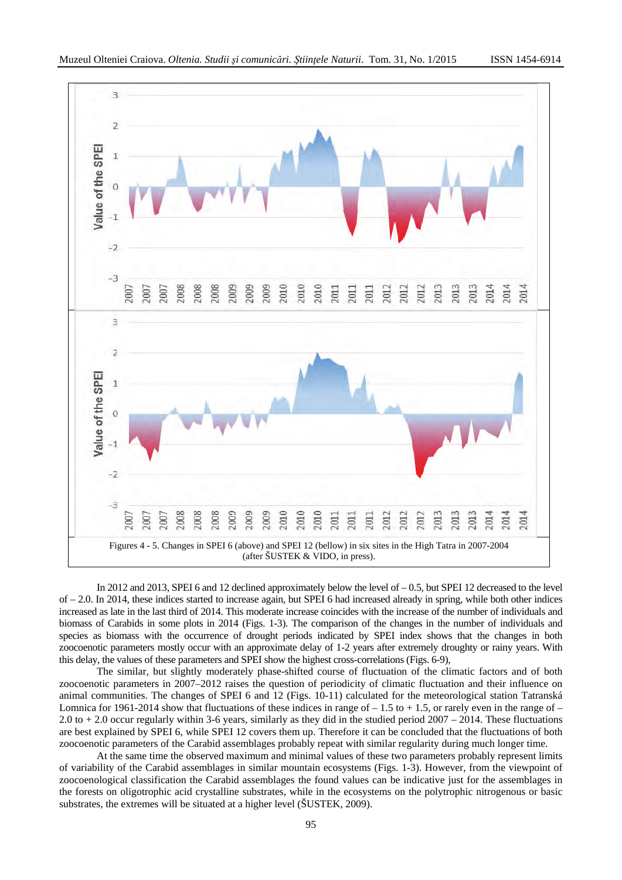Figures 4 - 5. Changes in SPEI 6 (above) and SPEI 12 (bellow) in six sites in the High Tatra in 2007-2004 (after ŠUSTEK & VIDO, in press).

In 2012 and 2013, SPEI 6 and 12 declined approximately below the level of – 0.5, but SPEI 12 decreased to the level of – 2.0. In 2014, these indices started to increase again, but SPEI 6 had increased already in spring, while both other indices increased as late in the last third of 2014. This moderate increase coincides with the increase of the number of individuals and biomass of Carabids in some plots in 2014 (Figs. 1-3). The comparison of the changes in the number of individuals and species as biomass with the occurrence of drought periods indicated by SPEI index shows that the changes in both zoocoenotic parameters mostly occur with an approximate delay of 1-2 years after extremely droughty or rainy years. With this delay, the values of these parameters and SPEI show the highest cross-correlations (Figs. 6-9),

The similar, but slightly moderately phase-shifted course of fluctuation of the climatic factors and of both zoocoenotic parameters in 2007–2012 raises the question of periodicity of climatic fluctuation and their influence on animal communities. The changes of SPEI 6 and 12 (Figs. 10-11) calculated for the meteorological station Tatranská Lomnica for 1961-2014 show that fluctuations of these indices in range of – 1.5 to + 1.5, or rarely even in the range of – 2.0 to + 2.0 occur regularly within 3-6 years, similarly as they did in the studied period 2007 – 2014. These fluctuations are best explained by SPEI 6, while SPEI 12 covers them up. Therefore it can be concluded that the fluctuations of both zoocoenotic parameters of the Carabid assemblages probably repeat with similar regularity during much longer time.

At the same time the observed maximum and minimal values of these two parameters probably represent limits of variability of the Carabid assemblages in similar mountain ecosystems (Figs. 1-3). However, from the viewpoint of zoocoenological classification the Carabid assemblages the found values can be indicative just for the assemblages in the forests on oligotrophic acid crystalline substrates, while in the ecosystems on the polytrophic nitrogenous or basic substrates, the extremes will be situated at a higher level (ŠUSTEK, 2009).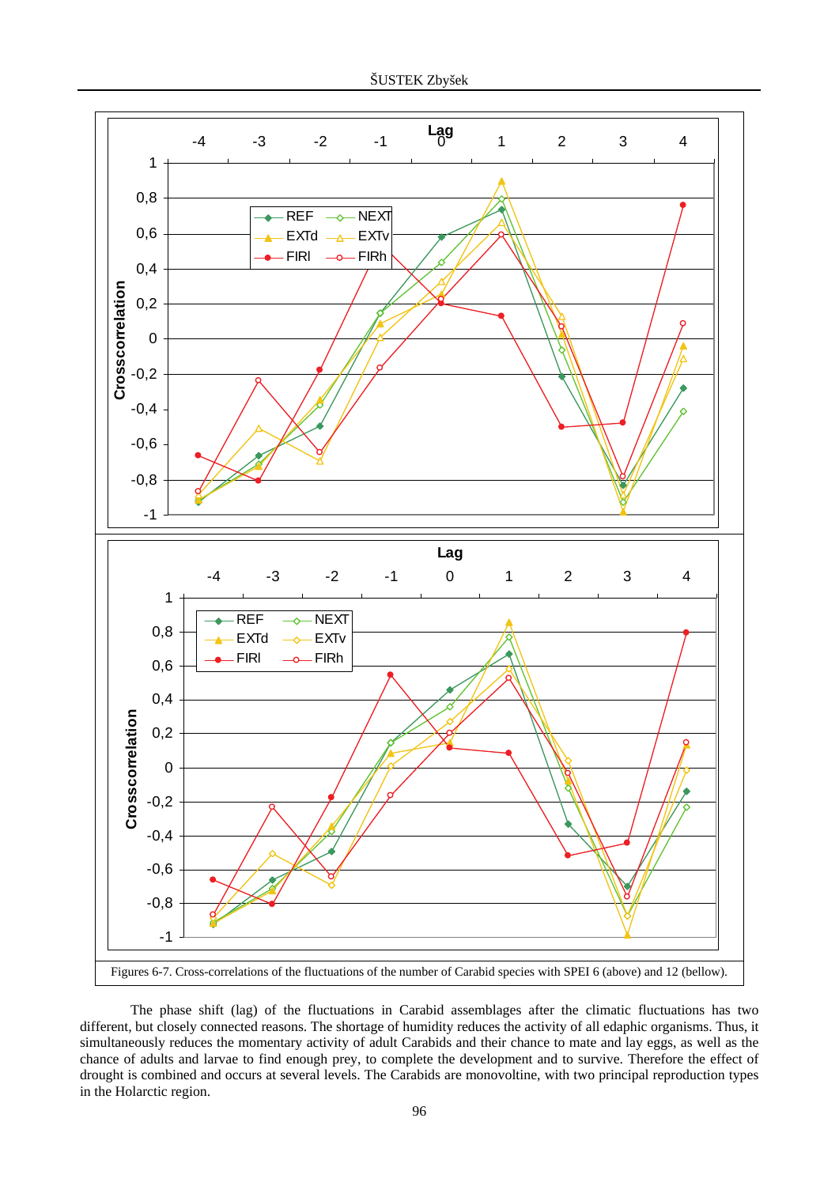Figures 6-7. Cross-correlations of the fluctuations of the number of Carabid species with SPEI 6 (above) and 12 (bellow).

The phase shift (lag) of the fluctuations in Carabid assemblages after the climatic fluctuations has two different, but closely connected reasons. The shortage of humidity reduces the activity of all edaphic organisms. Thus, it simultaneously reduces the momentary activity of adult Carabids and their chance to mate and lay eggs, as well as the chance of adults and larvae to find enough prey, to complete the development and to survive. Therefore the effect of drought is combined and occurs at several levels. The Carabids are monovoltine, with two principal reproduction types in the Holarctic region.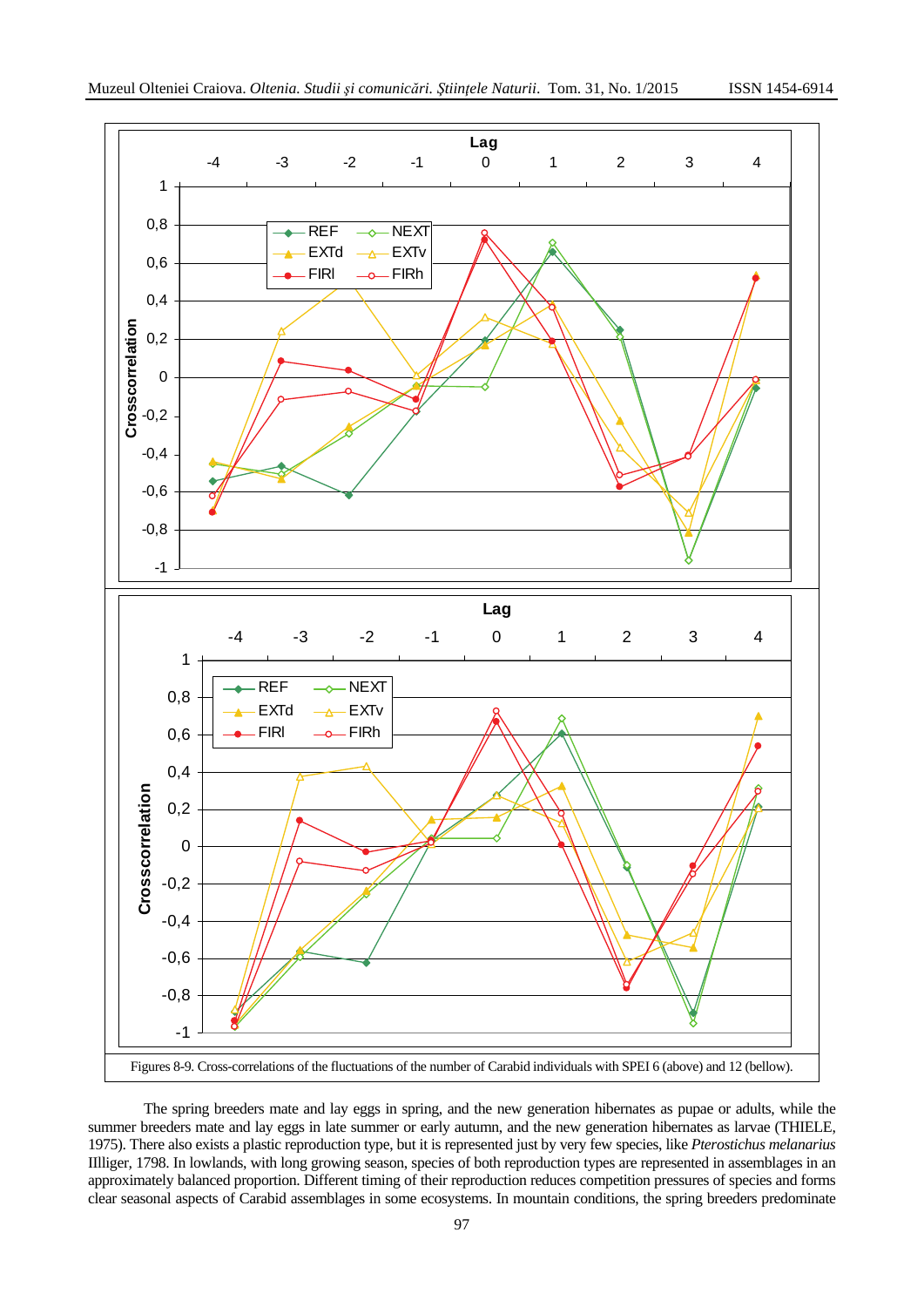Figures 8-9. Cross-correlations of the fluctuations of the number of Carabid individuals with SPEI 6 (above) and 12 (bellow).

The spring breeders mate and lay eggs in spring, and the new generation hibernates as pupae or adults, while the summer breeders mate and lay eggs in late summer or early autumn, and the new generation hibernates as larvae (THIELE, 1975). There also exists a plastic reproduction type, but it is represented just by very few species, like *Pterostichus melanarius* Illliger, 1798. In lowlands, with long growing season, species of both reproduction types are represented in assemblages in an approximately balanced proportion. Different timing of their reproduction reduces competition pressures of species and forms clear seasonal aspects of Carabid assemblages in some ecosystems. In mountain conditions, the spring breeders predominate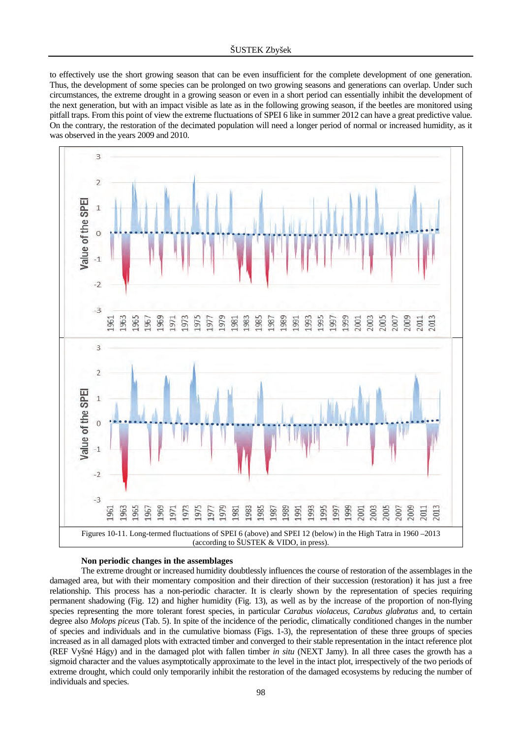to effectively use the short growing season that can be even insufficient for the complete development of one generation. Thus, the development of some species can be prolonged on two growing seasons and generations can overlap. Under such circumstances, the extreme drought in a growing season or even in a short period can essentially inhibit the development of the next generation, but with an impact visible as late as in the following growing season, if the beetles are monitored using pitfall traps. From this point of view the extreme fluctuations of SPEI 6 like in summer 2012 can have a great predictive value. On the contrary, the restoration of the decimated population will need a longer period of normal or increased humidity, as it was observed in the years 2009 and 2010.

Figures 10-11. Long-termed fluctuations of SPEI 6 (above) and SPEI 12 (below) in the High Tatra in 1960 –2013 (according to ŠUSTEK & VIDO, in press).

### Non periodic changes in the assemblages

The extreme drought or increased humidity doubtlessly influences the course of restoration of the assemblages in the damaged area, but with their momentary composition and their direction of their succession (restoration) it has just a free relationship. This process has a non-periodic character. It is clearly shown by the representation of species requiring permanent shadowing (Fig. 12) and higher humidity (Fig. 13), as well as by the increase of the proportion of non-flying species representing the more tolerant forest species, in particular *Carabus violaceus*, *Carabus glabratus* and, to certain degree also *Molops piceus* (Tab. 5). In spite of the incidence of the periodic, climatically conditioned changes in the number of species and individuals and in the cumulative biomass (Figs. 1-3), the representation of these three groups of species increased as in all damaged plots with extracted timber and converged to their stable representation in the intact reference plot (REF Vyšné Hágy) and in the damaged plot with fallen timber *in situ* (NEXT Jamy). In all three cases the growth has a sigmoid character and the values asymptotically approximate to the level in the intact plot, irrespectively of the two periods of extreme drought, which could only temporarily inhibit the restoration of the damaged ecosystems by reducing the number of individuals and species.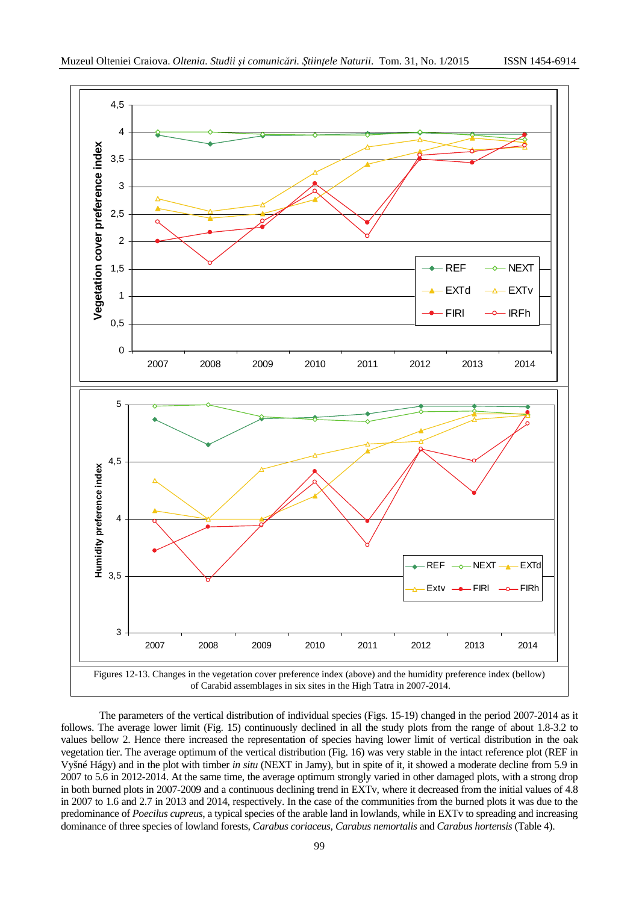Figures 12-13. Changes in the vegetation cover preference index (above) and the humidity preference index (bellow) of Carabid assemblages in six sites in the High Tatra in 2007-2014.

The parameters of the vertical distribution of individual species (Figs. 15-19) changed in the period 2007-2014 as it follows. The average lower limit (Fig. 15) continuously declined in all the study plots from the range of about 1.8-3.2 to values bellow 2. Hence there increased the representation of species having lower limit of vertical distribution in the oak vegetation tier. The average optimum of the vertical distribution (Fig. 16) was very stable in the intact reference plot (REF in Vyšné Hágy) and in the plot with timber *in situ* (NEXT in Jamy), but in spite of it, it showed a moderate decline from 5.9 in 2007 to 5.6 in 2012-2014. At the same time, the average optimum strongly varied in other damaged plots, with a strong drop in both burned plots in 2007-2009 and a continuous declining trend in EXTv, where it decreased from the initial values of 4.8 in 2007 to 1.6 and 2.7 in 2013 and 2014, respectively. In the case of the communities from the burned plots it was due to the predominance of *Poecilus cupreus*, a typical species of the arable land in lowlands, while in EXTv to spreading and increasing dominance of three species of lowland forests, *Carabus coriaceus*, *Carabus nemortalis* and *Carabus hortensis* (Table 4).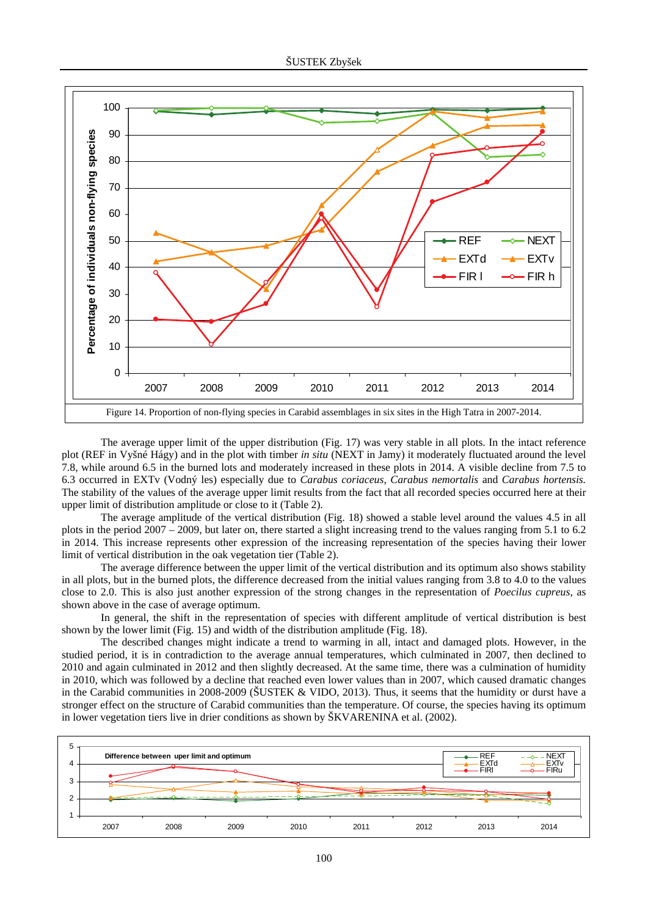Figure 14. Proportion of non-flying species in Carabid assemblages in six sites in the High Tatra in 2007-2014.

The average upper limit of the upper distribution (Fig. 17) was very stable in all plots. In the intact reference plot (REF in Vyšné Hágy) and in the plot with timber *in situ* (NEXT in Jamy) it moderately fluctuated around the level 7.8, while around 6.5 in the burned lots and moderately increased in these plots in 2014. A visible decline from 7.5 to 6.3 occurred in EXTv (Vodný les) especially due to *Carabus coriaceus*, *Carabus nemortalis* and *Carabus hortensis.* The stability of the values of the average upper limit results from the fact that all recorded species occurred here at their upper limit of distribution amplitude or close to it (Table 2).

The average amplitude of the vertical distribution (Fig. 18) showed a stable level around the values 4.5 in all plots in the period 2007 – 2009, but later on, there started a slight increasing trend to the values ranging from 5.1 to 6.2 in 2014. This increase represents other expression of the increasing representation of the species having their lower limit of vertical distribution in the oak vegetation tier (Table 2).

The average difference between the upper limit of the vertical distribution and its optimum also shows stability in all plots, but in the burned plots, the difference decreased from the initial values ranging from 3.8 to 4.0 to the values close to 2.0. This is also just another expression of the strong changes in the representation of *Poecilus cupreus*, as shown above in the case of average optimum.

In general, the shift in the representation of species with different amplitude of vertical distribution is best shown by the lower limit (Fig. 15) and width of the distribution amplitude (Fig. 18).

The described changes might indicate a trend to warming in all, intact and damaged plots. However, in the studied period, it is in contradiction to the average annual temperatures, which culminated in 2007, then declined to 2010 and again culminated in 2012 and then slightly decreased. At the same time, there was a culmination of humidity in 2010, which was followed by a decline that reached even lower values than in 2007, which caused dramatic changes in the Carabid communities in 2008-2009 (ŠUSTEK & VIDO, 2013). Thus, it seems that the humidity or durst have a stronger effect on the structure of Carabid communities than the temperature. Of course, the species having its optimum in lower vegetation tiers live in drier conditions as shown by ŠKVARENINA et al. (2002).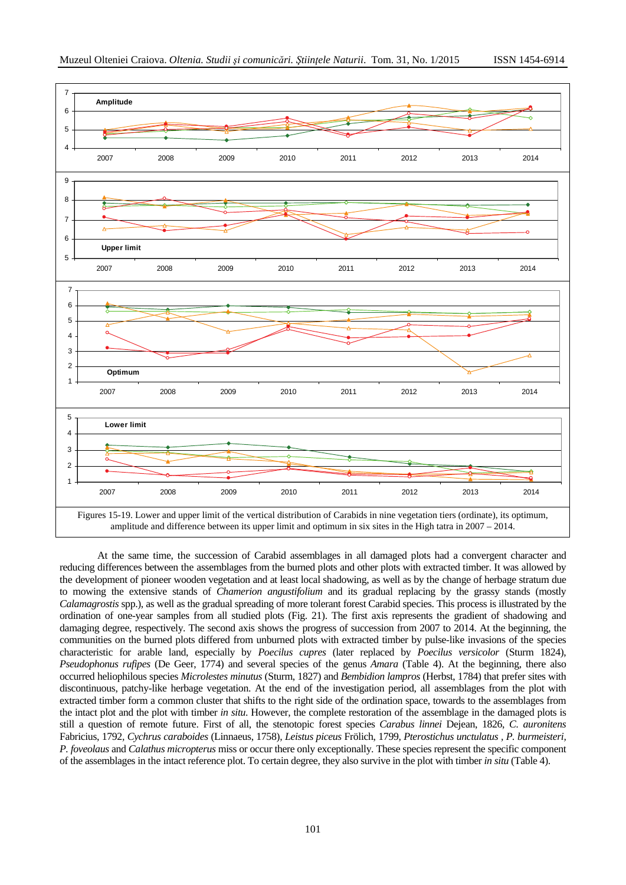Figures 15-19. Lower and upper limit of the vertical distribution of Carabids in nine vegetation tiers (ordinate), its optimum, amplitude and difference between its upper limit and optimum in six sites in the High tatra in 2007 – 2014.

At the same time, the succession of Carabid assemblages in all damaged plots had a convergent character and reducing differences between the assemblages from the burned plots and other plots with extracted timber. It was allowed by the development of pioneer wooden vegetation and at least local shadowing, as well as by the change of herbage stratum due to mowing the extensive stands of *Chamerion angustifolium* and its gradual replacing by the grassy stands (mostly *Calamagrostis* spp.), as well as the gradual spreading of more tolerant forest Carabid species. This process is illustrated by the ordination of one-year samples from all studied plots (Fig. 21). The first axis represents the gradient of shadowing and damaging degree, respectively. The second axis shows the progress of succession from 2007 to 2014. At the beginning, the communities on the burned plots differed from unburned plots with extracted timber by pulse-like invasions of the species characteristic for arable land, especially by *Poecilus cupres* (later replaced by *Poecilus versicolor* (Sturm 1824), *Pseudophonus rufipes* (De Geer, 1774) and several species of the genus *Amara* (Table 4). At the beginning, there also occurred heliophilous species *Microlestes minutus* (Sturm, 1827) and *Bembidion lampros* (Herbst, 1784) that prefer sites with discontinuous, patchy-like herbage vegetation. At the end of the investigation period, all assemblages from the plot with extracted timber form a common cluster that shifts to the right side of the ordination space, towards to the assemblages from the intact plot and the plot with timber *in situ*. However, the complete restoration of the assemblage in the damaged plots is still a question of remote future. First of all, the stenotopic forest species *Carabus linnei* Dejean, 1826, *C. auronitens* Fabricius, 1792, *Cychrus caraboides* (Linnaeus, 1758), *Leistus piceus* Frölich, 1799, *Pterostichus unctulatus* , *P. burmeisteri*, *P. foveolaus* and *Calathus micropterus* miss or occur there only exceptionally. These species represent the specific component of the assemblages in the intact reference plot. To certain degree, they also survive in the plot with timber *in situ* (Table 4).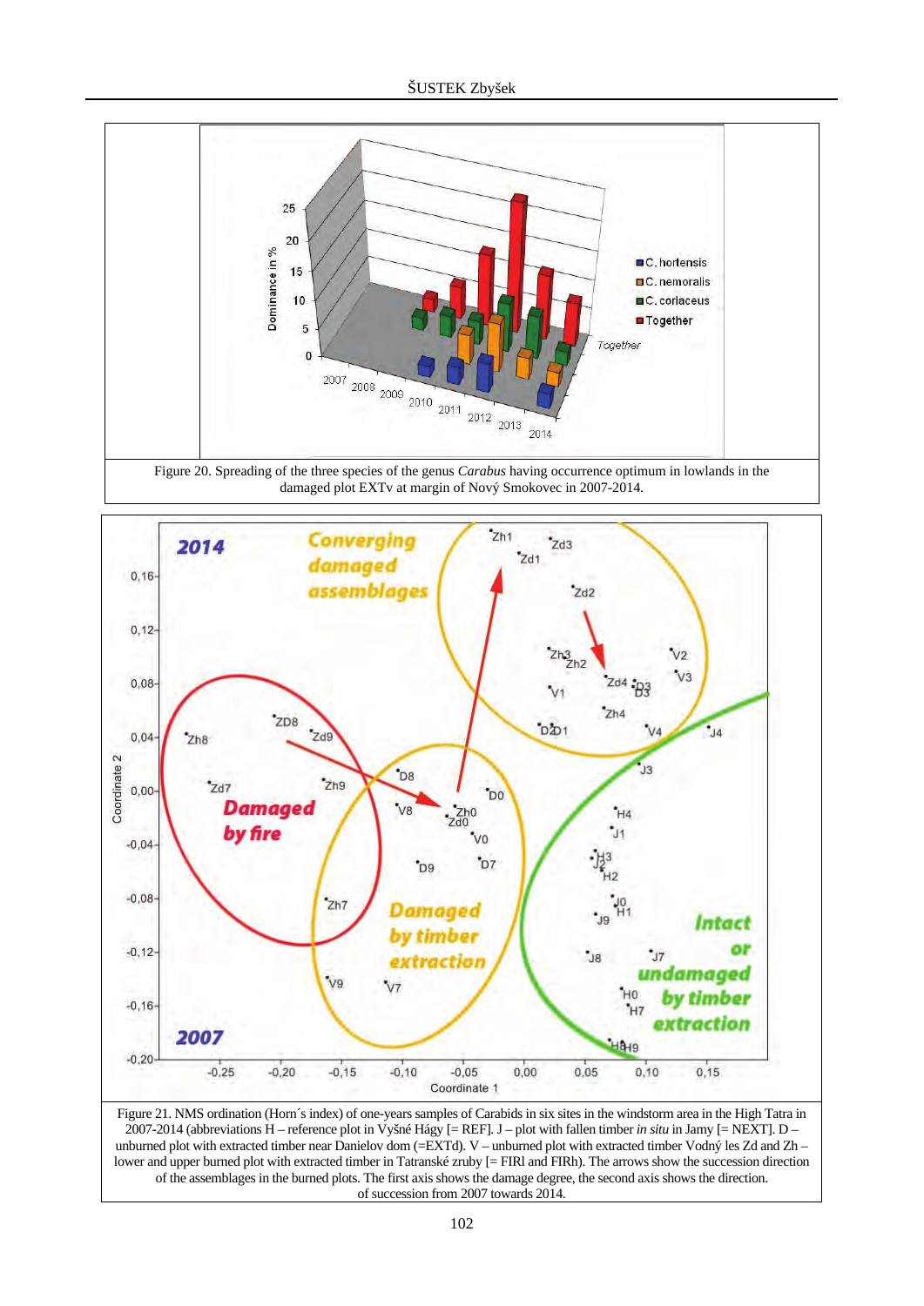Figure 20. Spreading of the three species of the genus *Carabus* having occurrence optimum in lowlands in the damaged plot EXTv at margin of Nový Smokovec in 2007-2014.

Figure 21. NMS ordination (Horn´s index) of one-years samples of Carabids in six sites in the windstorm area in the High Tatra in 2007-2014 (abbreviations H – reference plot in Vyšné Hágy [= REF]. J – plot with fallen timber *in situ* in Jamy [= NEXT]. D – unburned plot with extracted timber near Danielov dom (=EXTd). V – unburned plot with extracted timber Vodný les Zd and Zh – lower and upper burned plot with extracted timber in Tatranské zruby [= FIRl and FIRh). The arrows show the succession direction of the assemblages in the burned plots. The first axis shows the damage degree, the second axis shows the direction. of succession from 2007 towards 2014.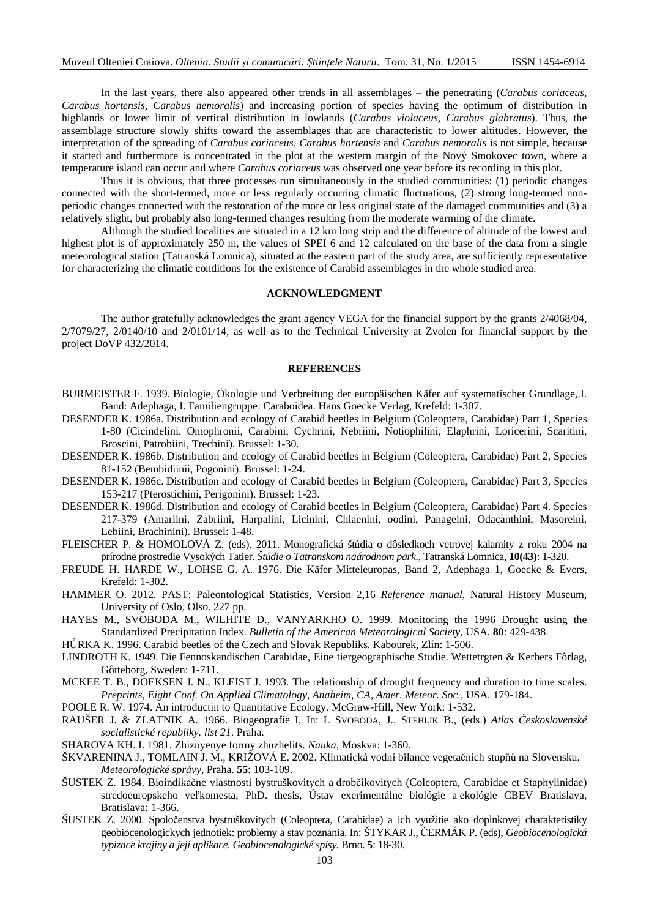In the last years, there also appeared other trends in all assemblages – the penetrating (*Carabus coriaceus, Carabus hortensis, Carabus nemoralis*) and increasing portion of species having the optimum of distribution in highlands or lower limit of vertical distribution in lowlands (*Carabus violaceus, Carabus glabratus*). Thus, the assemblage structure slowly shifts toward the assemblages that are characteristic to lower altitudes. However, the interpretation of the spreading of *Carabus coriaceus*, *Carabus hortensis* and *Carabus nemoralis* is not simple, because it started and furthermore is concentrated in the plot at the western margin of the Nový Smokovec town, where a temperature island can occur and where *Carabus coriaceus* was observed one year before its recording in this plot.

Thus it is obvious, that three processes run simultaneously in the studied communities: (1) periodic changes connected with the short-termed, more or less regularly occurring climatic fluctuations, (2) strong long-termed non-periodic changes connected with the restoration of the more or less original state of the damaged communities and (3) a relatively slight, but probably also long-termed changes resulting from the moderate warming of the climate.

Although the studied localities are situated in a 12 km long strip and the difference of altitude of the lowest and highest plot is of approximately 250 m, the values of SPEI 6 and 12 calculated on the base of the data from a single meteorological station (Tatranská Lomnica), situated at the eastern part of the study area, are sufficiently representative for characterizing the climatic conditions for the existence of Carabid assemblages in the whole studied area.

## ACKNOWLEDGMENT

The author gratefully acknowledges the grant agency VEGA for the financial support by the grants 2/4068/04, 2/7079/27, 2/0140/10 and 2/0101/14, as well as to the Technical University at Zvolen for financial support by the project DoVP 432/2014.

## REFERENCES

BURMEISTER F. 1939. Biologie, Ökologie und Verbreitung der europäischen Käfer auf systematischer Grundlage,.I. Band: Adephaga, I. Familiengruppe: Caraboidea. Hans Goecke Verlag, Krefeld: 1-307.

DESENDER K. 1986a. Distribution and ecology of Carabid beetles in Belgium (Coleoptera, Carabidae) Part 1, Species 1-80 (Cicindelini. Omophronii, Carabini, Cychrini, Nebriini, Notiophilini, Elaphrini, Loricerini, Scaritini, Broscini, Patrobiini, Trechini). Brussel: 1-30.

DESENDER K. 1986b. Distribution and ecology of Carabid beetles in Belgium (Coleoptera, Carabidae) Part 2, Species 81-152 (Bembidiinii, Pogonini). Brussel: 1-24.

DESENDER K. 1986c. Distribution and ecology of Carabid beetles in Belgium (Coleoptera, Carabidae) Part 3, Species 153-217 (Pterostichini, Perigonini). Brussel: 1-23.

DESENDER K. 1986d. Distribution and ecology of Carabid beetles in Belgium (Coleoptera, Carabidae) Part 4. Species 217-379 (Amariini, Zabriini, Harpalini, Licinini, Chlaenini, oodini, Panageini, Odacanthini, Masoreini, Lebiini, Brachinini). Brussel: 1-48.

FLEISCHER P. & HOMOLOVÁ Z. (eds). 2011. Monografická štúdia o dôsledkoch vetrovej kalamity z roku 2004 na prírodne prostredie Vysokých Tatier. *Štúdie o Tatranskom naárodnom park.*, Tatranská Lomnica, **10(43)**: 1-320.

FREUDE H. HARDE W., LOHSE G. A. 1976. Die Käfer Mitteleuropas, Band 2, Adephaga 1, Goecke & Evers, Krefeld: 1-302.

HAMMER O. 2012. PAST: Paleontological Statistics, Version 2,16 *Reference manual*, Natural History Museum, University of Oslo, Olso. 227 pp.

HAYES M., SVOBODA M., WILHITE D., VANYARKHO O. 1999. Monitoring the 1996 Drought using the Standardized Precipitation Index. *Bulletin of the American Meteorological Society*, USA. **80**: 429-438.

HŮRKA K. 1996. Carabid beetles of the Czech and Slovak Republiks. Kabourek, Zlín: 1-506.

LINDROTH K. 1949. Die Fennoskandischen Carabidae, Eine tiergeographische Studie. Wettetrgten & Kerbers Fôrlag, Gôtteborg, Sweden: 1-711.

MCKEE T. B., DOEKSEN J. N., KLEIST J. 1993. The relationship of drought frequency and duration to time scales. *Preprints, Eight Conf. On Applied Climatology, Anaheim, CA, Amer. Meteor. Soc.*, USA. 179-184.

POOLE R. W. 1974. An introductin to Quantitative Ecology. McGraw-Hill, New York: 1-532.

RAUŠER J. & ZLATNIK A. 1966. Biogeografie I, In: L SVOBODA, J., STEHLIK B., (eds.) *Atlas Československé socialistické republiky. list 21*. Praha.

SHAROVA KH. I. 1981. Zhiznyenye formy zhuzhelits. *Nauka*, Moskva: 1-360.

ŠKVARENINA J., TOMLAIN J. M., KRIŽOVÁ E. 2002. Klimatická vodní bilance vegetačních stupňů na Slovensku. *Meteorologické správy*, Praha. **55**: 103-109.

ŠUSTEK Z. 1984. Bioindikačne vlastnosti bystruškovitych a drobčikovitych (Coleoptera, Carabidae et Staphylinidae) stredoeuropskeho veľkomesta, PhD. thesis, Ústav exerimentálne biológie a ekológie CBEV Bratislava, Bratislava: 1-366.

ŠUSTEK Z. 2000. Spoločenstva bystruškovitych (Coleoptera, Carabidae) a ich využitie ako doplnkovej charakteristiky geobiocenologickych jednotiek: problemy a stav poznania. In: ŠTYKAR J., ČERMÁK P. (eds), *Geobiocenologická typizace krajiny a její aplikace. Geobiocenologické spisy.* Brno. **5**: 18-30.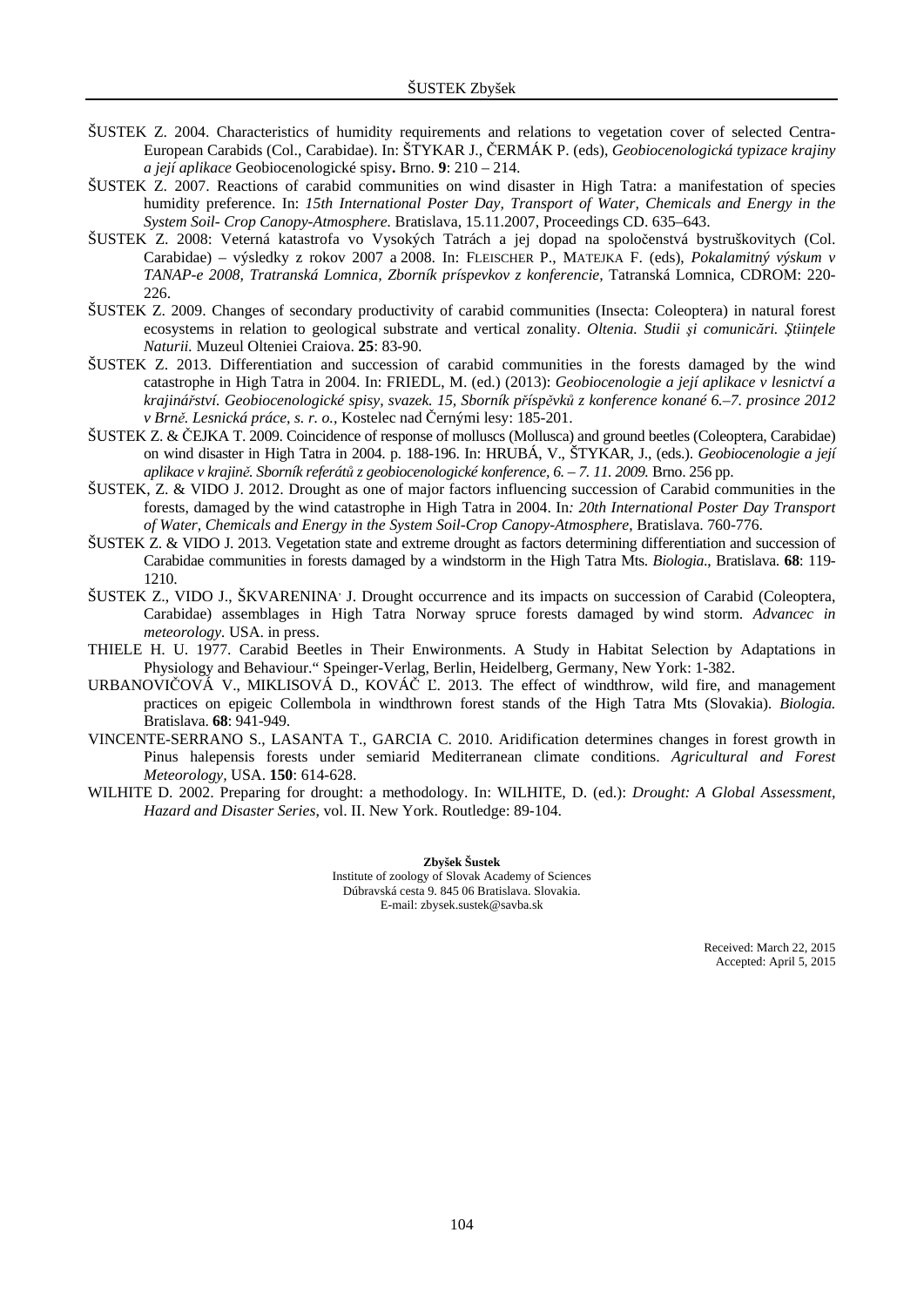ŠUSTEK Z. 2004. Characteristics of humidity requirements and relations to vegetation cover of selected Centra-European Carabids (Col., Carabidae). In: ŠTYKAR J., ČERMÁK P. (eds), *Geobiocenologická typizace krajiny a její aplikace* Geobiocenologické spisy**.** Brno. **9**: 210 – 214.

ŠUSTEK Z. 2007. Reactions of carabid communities on wind disaster in High Tatra: a manifestation of species humidity preference. In: *15th International Poster Day, Transport of Water, Chemicals and Energy in the System Soil- Crop Canopy-Atmosphere.* Bratislava, 15.11.2007, Proceedings CD. 635–643.

ŠUSTEK Z. 2008: Veterná katastrofa vo Vysokých Tatrách a jej dopad na spoločenstvá bystruškovitych (Col. Carabidae) – výsledky z rokov 2007 a 2008. In: FLEISCHER P., MATEJKA F. (eds), *Pokalamitný výskum v TANAP-e 2008, Tratranská Lomnica, Zborník príspevkov z konferencie*, Tatranská Lomnica, CDROM: 220-226.

ŠUSTEK Z. 2009. Changes of secondary productivity of carabid communities (Insecta: Coleoptera) in natural forest ecosystems in relation to geological substrate and vertical zonality. *Oltenia. Studii şi comunicări. Ştiinţele Naturii.* Muzeul Olteniei Craiova. **25**: 83-90.

ŠUSTEK Z. 2013. Differentiation and succession of carabid communities in the forests damaged by the wind catastrophe in High Tatra in 2004. In: FRIEDL, M. (ed.) (2013): *Geobiocenologie a její aplikace v lesnictví a krajinářství. Geobiocenologické spisy, svazek. 15, Sborník příspěvků z konference konané 6.–7. prosince 2012 v Brně. Lesnická práce, s. r. o.,* Kostelec nad Černými lesy: 185-201.

ŠUSTEK Z. & ČEJKA T. 2009. Coincidence of response of molluscs (Mollusca) and ground beetles (Coleoptera, Carabidae) on wind disaster in High Tatra in 2004. p. 188-196. In: HRUBÁ, V., ŠTYKAR, J., (eds.). *Geobiocenologie a její aplikace v krajině. Sborník referátů z geobiocenologické konference, 6. – 7. 11. 2009.* Brno. 256 pp.

ŠUSTEK, Z. & VIDO J. 2012. Drought as one of major factors influencing succession of Carabid communities in the forests, damaged by the wind catastrophe in High Tatra in 2004. In*: 20th International Poster Day Transport of Water, Chemicals and Energy in the System Soil-Crop Canopy-Atmosphere*, Bratislava. 760-776.

ŠUSTEK Z. & VIDO J. 2013. Vegetation state and extreme drought as factors determining differentiation and succession of Carabidae communities in forests damaged by a windstorm in the High Tatra Mts. *Biologia.*, Bratislava. **68**: 119-1210.

ŠUSTEK Z., VIDO J., ŠKVARENINA, J. Drought occurrence and its impacts on succession of Carabid (Coleoptera, Carabidae) assemblages in High Tatra Norway spruce forests damaged by wind storm. *Advancec in meteorology*. USA. in press.

THIELE H. U. 1977. Carabid Beetles in Their Enwironments. A Study in Habitat Selection by Adaptations in Physiology and Behaviour." Speinger-Verlag, Berlin, Heidelberg, Germany, New York: 1-382.

URBANOVIČOVÁ V., MIKLISOVÁ D., KOVÁČ Ľ. 2013. The effect of windthrow, wild fire, and management practices on epigeic Collembola in windthrown forest stands of the High Tatra Mts (Slovakia). *Biologia.* Bratislava. **68**: 941-949.

VINCENTE-SERRANO S., LASANTA T., GARCIA C. 2010. Aridification determines changes in forest growth in Pinus halepensis forests under semiarid Mediterranean climate conditions. *Agricultural and Forest Meteorology*, USA. **150**: 614-628.

WILHITE D. 2002. Preparing for drought: a methodology. In: WILHITE, D. (ed.): *Drought: A Global Assessment, Hazard and Disaster Series*, vol. II. New York. Routledge: 89-104.

**Zbyšek Šustek**
Institute of zoology of Slovak Academy of Sciences
Dúbravská cesta 9. 845 06 Bratislava. Slovakia.
E-mail: zbysek.sustek@savba.sk

Received: March 22, 2015
Accepted: April 5, 2015